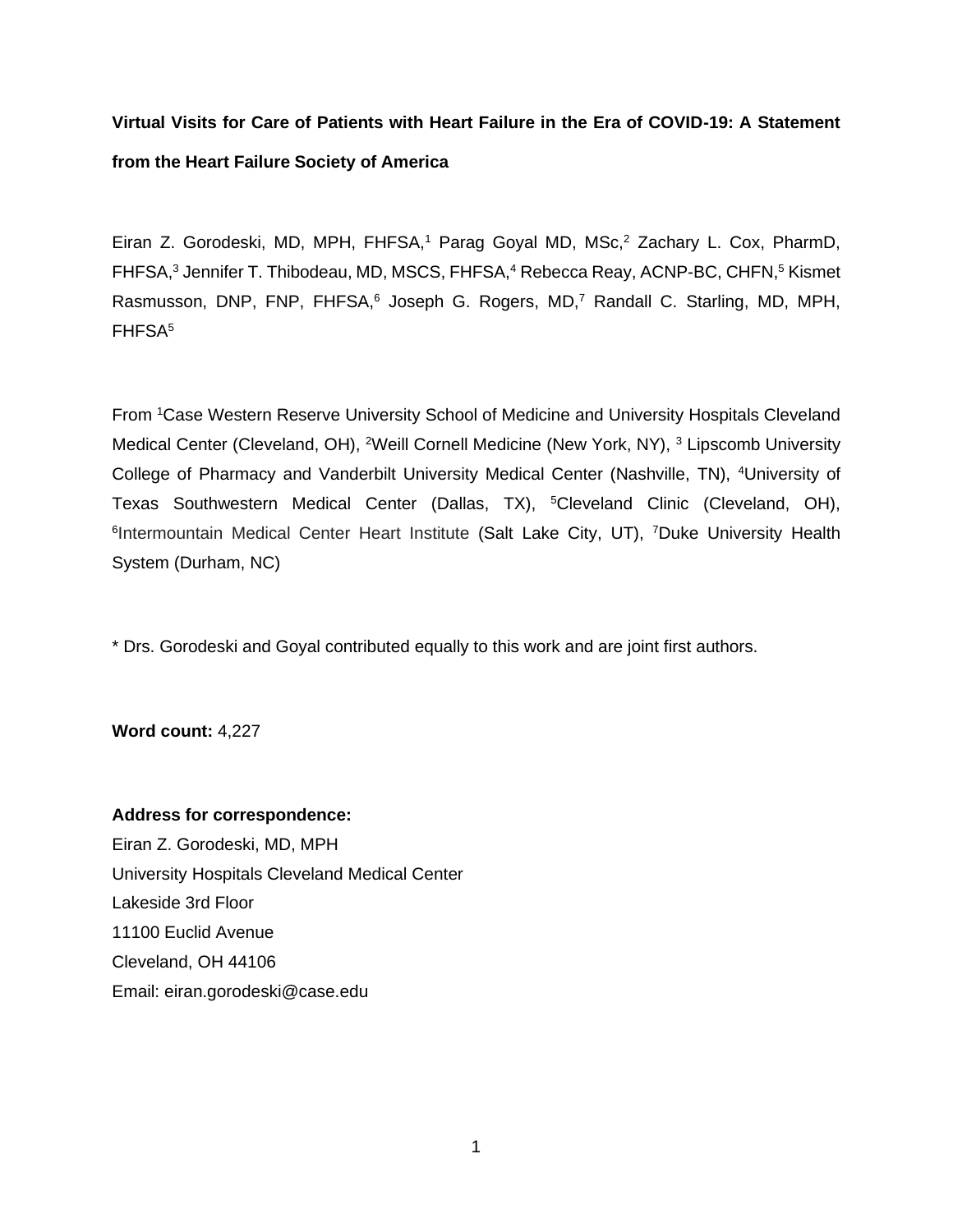**Virtual Visits for Care of Patients with Heart Failure in the Era of COVID-19: A Statement from the Heart Failure Society of America**

Eiran Z. Gorodeski, MD, MPH, FHFSA,[1] Parag Goyal MD, MSc,[2] Zachary L. Cox, PharmD, FHFSA,[3] Jennifer T. Thibodeau, MD, MSCS, FHFSA,[4] Rebecca Reay, ACNP-BC, CHFN,[5] Kismet Rasmusson, DNP, FNP, FHFSA,[6] Joseph G. Rogers, MD,[7] Randall C. Starling, MD, MPH, FHFSA[5]

From [1]Case Western Reserve University School of Medicine and University Hospitals Cleveland Medical Center (Cleveland, OH), [2]Weill Cornell Medicine (New York, NY), [3] Lipscomb University College of Pharmacy and Vanderbilt University Medical Center (Nashville, TN), [4]University of Texas Southwestern Medical Center (Dallas, TX), [5]Cleveland Clinic (Cleveland, OH), [6]Intermountain Medical Center Heart Institute (Salt Lake City, UT), [7]Duke University Health System (Durham, NC)

* Drs. Gorodeski and Goyal contributed equally to this work and are joint first authors.

**Word count:** 4,227

**Address for correspondence:**
Eiran Z. Gorodeski, MD, MPH
University Hospitals Cleveland Medical Center
Lakeside 3rd Floor
11100 Euclid Avenue
Cleveland, OH 44106
Email: eiran.gorodeski@case.edu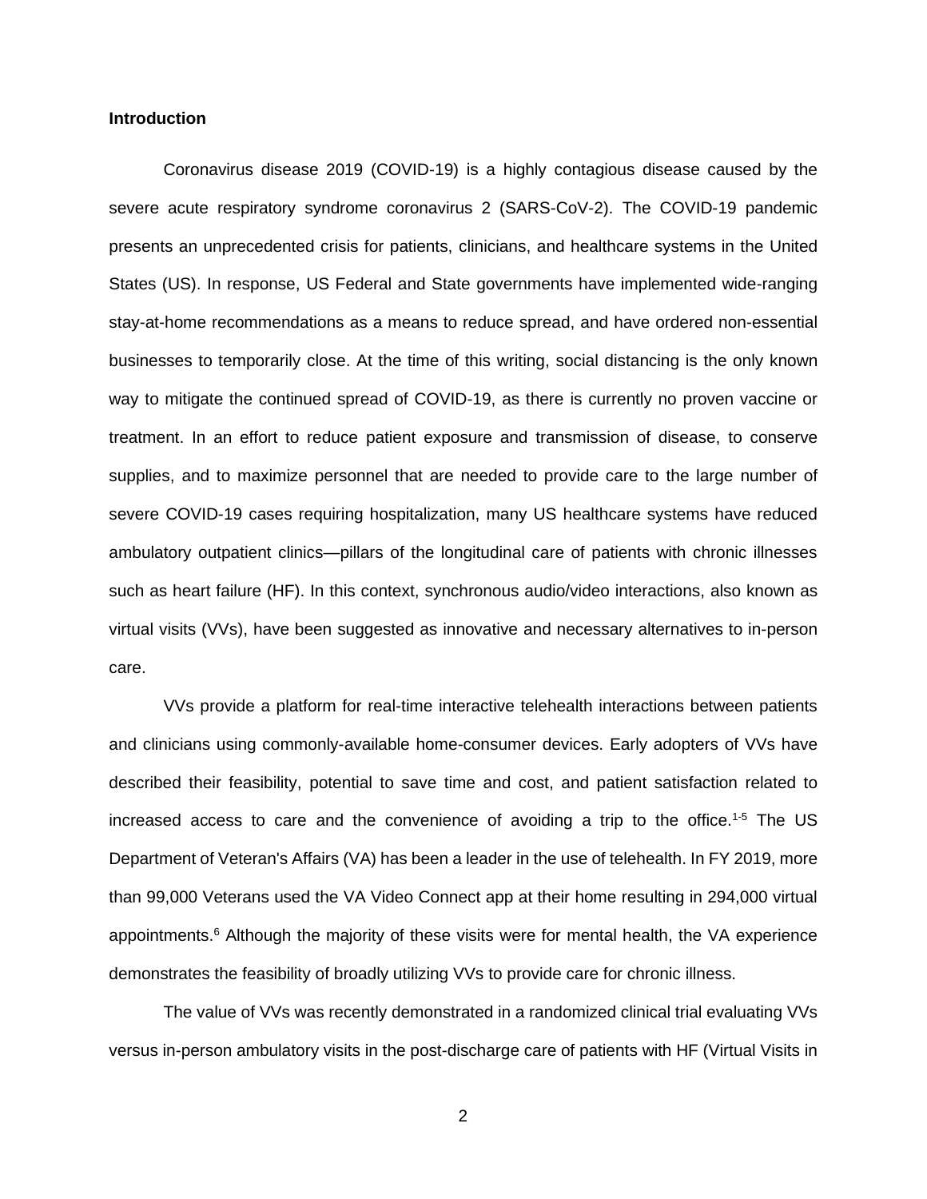**Introduction**

Coronavirus disease 2019 (COVID-19) is a highly contagious disease caused by the severe acute respiratory syndrome coronavirus 2 (SARS-CoV-2). The COVID-19 pandemic presents an unprecedented crisis for patients, clinicians, and healthcare systems in the United States (US). In response, US Federal and State governments have implemented wide-ranging stay-at-home recommendations as a means to reduce spread, and have ordered non-essential businesses to temporarily close. At the time of this writing, social distancing is the only known way to mitigate the continued spread of COVID-19, as there is currently no proven vaccine or treatment. In an effort to reduce patient exposure and transmission of disease, to conserve supplies, and to maximize personnel that are needed to provide care to the large number of severe COVID-19 cases requiring hospitalization, many US healthcare systems have reduced ambulatory outpatient clinics—pillars of the longitudinal care of patients with chronic illnesses such as heart failure (HF). In this context, synchronous audio/video interactions, also known as virtual visits (VVs), have been suggested as innovative and necessary alternatives to in-person care.

VVs provide a platform for real-time interactive telehealth interactions between patients and clinicians using commonly-available home-consumer devices. Early adopters of VVs have described their feasibility, potential to save time and cost, and patient satisfaction related to increased access to care and the convenience of avoiding a trip to the office.[1-5] The US Department of Veteran's Affairs (VA) has been a leader in the use of telehealth. In FY 2019, more than 99,000 Veterans used the VA Video Connect app at their home resulting in 294,000 virtual appointments.[6] Although the majority of these visits were for mental health, the VA experience demonstrates the feasibility of broadly utilizing VVs to provide care for chronic illness.

The value of VVs was recently demonstrated in a randomized clinical trial evaluating VVs versus in-person ambulatory visits in the post-discharge care of patients with HF (Virtual Visits in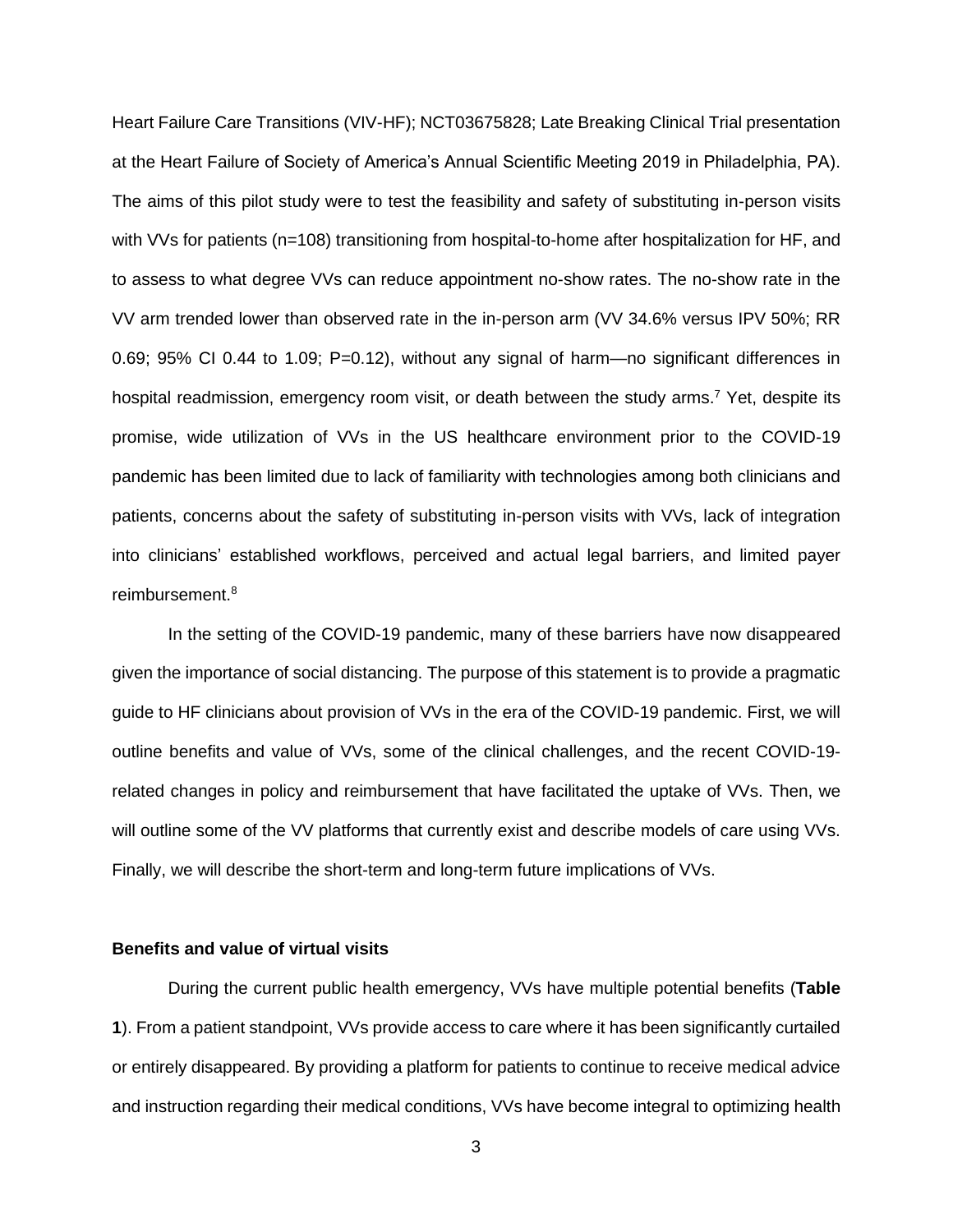Heart Failure Care Transitions (VIV-HF); NCT03675828; Late Breaking Clinical Trial presentation at the Heart Failure of Society of America's Annual Scientific Meeting 2019 in Philadelphia, PA). The aims of this pilot study were to test the feasibility and safety of substituting in-person visits with VVs for patients (n=108) transitioning from hospital-to-home after hospitalization for HF, and to assess to what degree VVs can reduce appointment no-show rates. The no-show rate in the VV arm trended lower than observed rate in the in-person arm (VV 34.6% versus IPV 50%; RR 0.69; 95% CI 0.44 to 1.09; P=0.12), without any signal of harm—no significant differences in hospital readmission, emergency room visit, or death between the study arms.[7] Yet, despite its promise, wide utilization of VVs in the US healthcare environment prior to the COVID-19 pandemic has been limited due to lack of familiarity with technologies among both clinicians and patients, concerns about the safety of substituting in-person visits with VVs, lack of integration into clinicians' established workflows, perceived and actual legal barriers, and limited payer reimbursement.[8]

In the setting of the COVID-19 pandemic, many of these barriers have now disappeared given the importance of social distancing. The purpose of this statement is to provide a pragmatic guide to HF clinicians about provision of VVs in the era of the COVID-19 pandemic. First, we will outline benefits and value of VVs, some of the clinical challenges, and the recent COVID-19-related changes in policy and reimbursement that have facilitated the uptake of VVs. Then, we will outline some of the VV platforms that currently exist and describe models of care using VVs. Finally, we will describe the short-term and long-term future implications of VVs.

**Benefits and value of virtual visits**

During the current public health emergency, VVs have multiple potential benefits (**Table 1**). From a patient standpoint, VVs provide access to care where it has been significantly curtailed or entirely disappeared. By providing a platform for patients to continue to receive medical advice and instruction regarding their medical conditions, VVs have become integral to optimizing health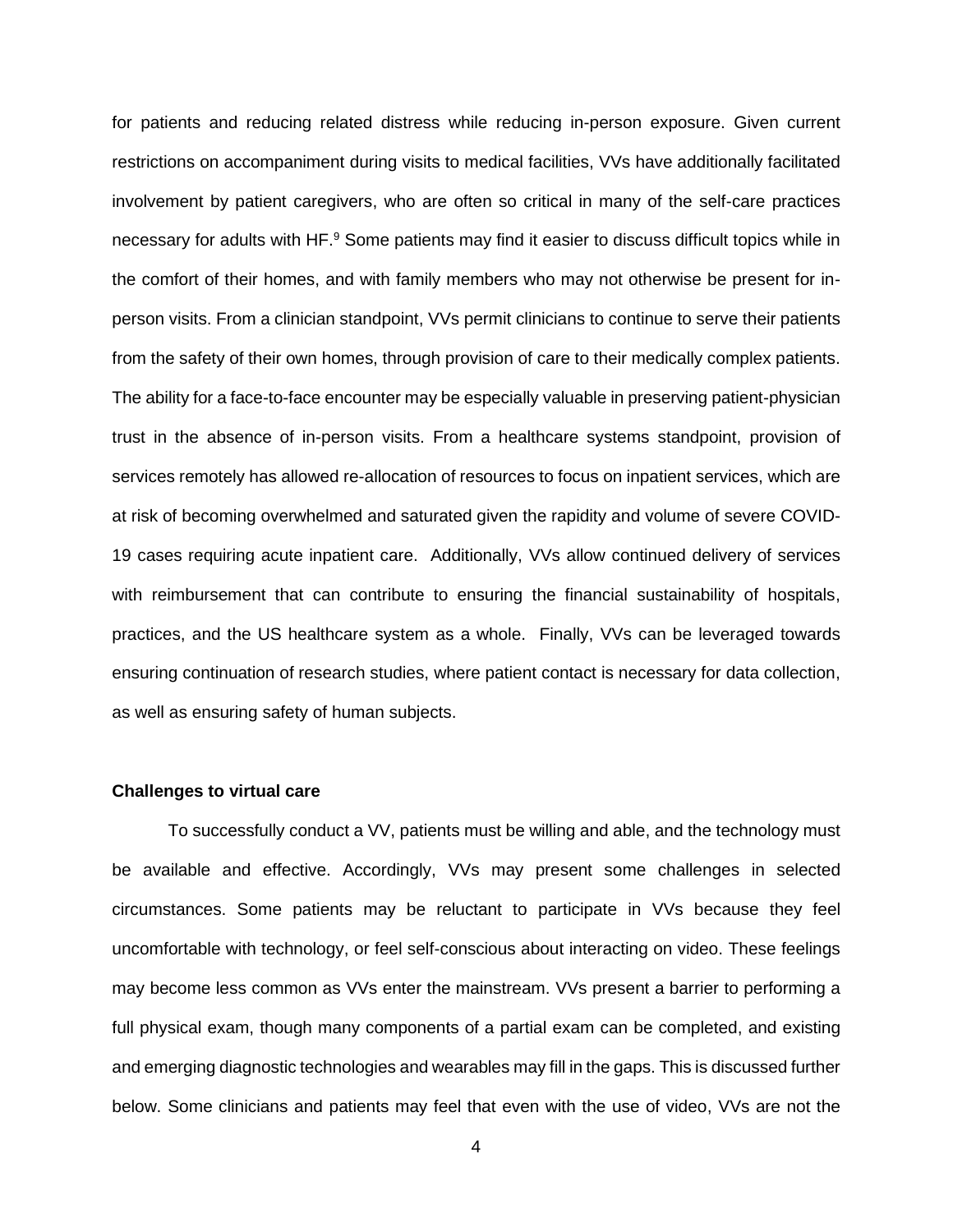for patients and reducing related distress while reducing in-person exposure. Given current restrictions on accompaniment during visits to medical facilities, VVs have additionally facilitated involvement by patient caregivers, who are often so critical in many of the self-care practices necessary for adults with HF.[9] Some patients may find it easier to discuss difficult topics while in the comfort of their homes, and with family members who may not otherwise be present for in-person visits. From a clinician standpoint, VVs permit clinicians to continue to serve their patients from the safety of their own homes, through provision of care to their medically complex patients. The ability for a face-to-face encounter may be especially valuable in preserving patient-physician trust in the absence of in-person visits. From a healthcare systems standpoint, provision of services remotely has allowed re-allocation of resources to focus on inpatient services, which are at risk of becoming overwhelmed and saturated given the rapidity and volume of severe COVID-19 cases requiring acute inpatient care. Additionally, VVs allow continued delivery of services with reimbursement that can contribute to ensuring the financial sustainability of hospitals, practices, and the US healthcare system as a whole. Finally, VVs can be leveraged towards ensuring continuation of research studies, where patient contact is necessary for data collection, as well as ensuring safety of human subjects.

**Challenges to virtual care**

To successfully conduct a VV, patients must be willing and able, and the technology must be available and effective. Accordingly, VVs may present some challenges in selected circumstances. Some patients may be reluctant to participate in VVs because they feel uncomfortable with technology, or feel self-conscious about interacting on video. These feelings may become less common as VVs enter the mainstream. VVs present a barrier to performing a full physical exam, though many components of a partial exam can be completed, and existing and emerging diagnostic technologies and wearables may fill in the gaps. This is discussed further below. Some clinicians and patients may feel that even with the use of video, VVs are not the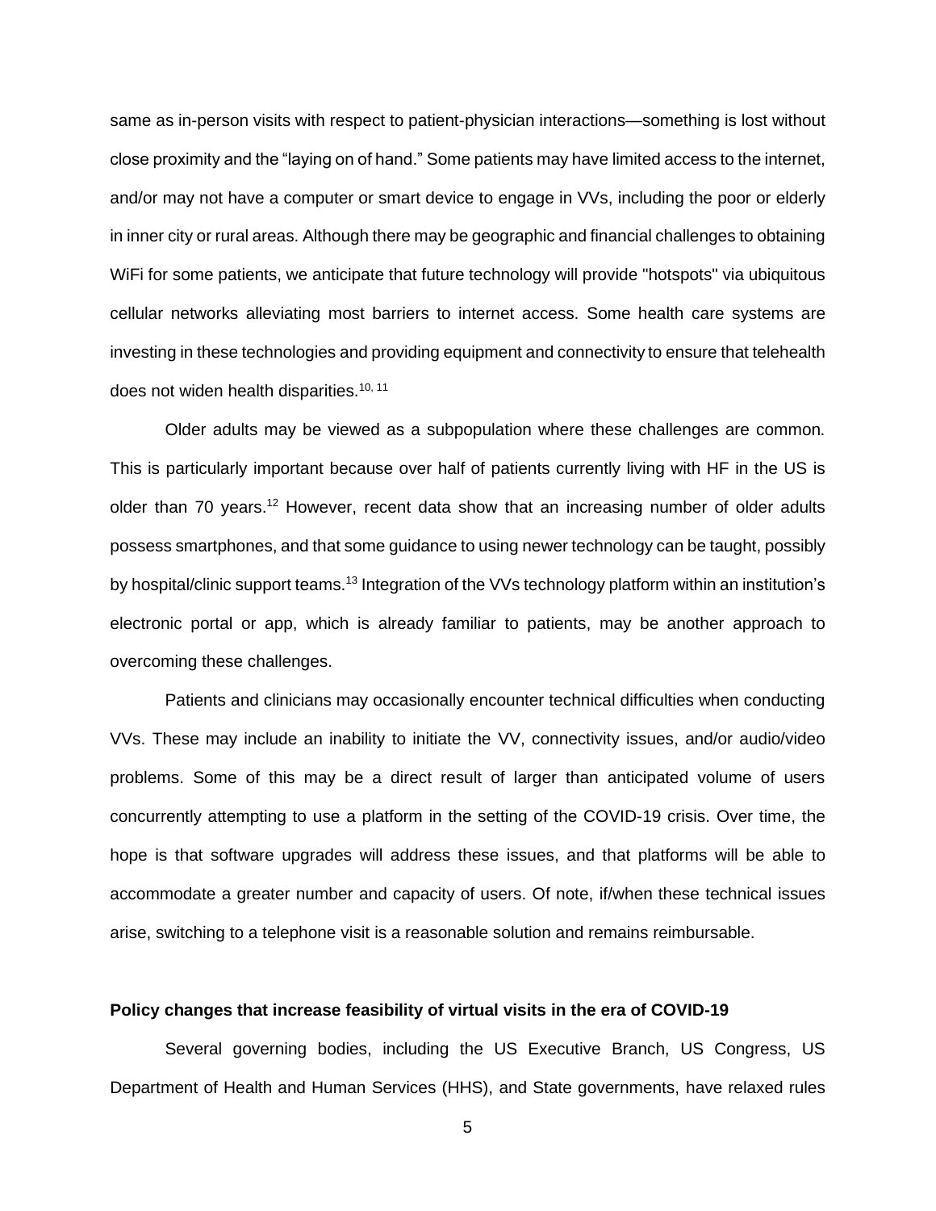same as in-person visits with respect to patient-physician interactions—something is lost without close proximity and the "laying on of hand." Some patients may have limited access to the internet, and/or may not have a computer or smart device to engage in VVs, including the poor or elderly in inner city or rural areas. Although there may be geographic and financial challenges to obtaining WiFi for some patients, we anticipate that future technology will provide "hotspots" via ubiquitous cellular networks alleviating most barriers to internet access. Some health care systems are investing in these technologies and providing equipment and connectivity to ensure that telehealth does not widen health disparities.[10, 11]

Older adults may be viewed as a subpopulation where these challenges are common. This is particularly important because over half of patients currently living with HF in the US is older than 70 years.[12] However, recent data show that an increasing number of older adults possess smartphones, and that some guidance to using newer technology can be taught, possibly by hospital/clinic support teams.[13] Integration of the VVs technology platform within an institution's electronic portal or app, which is already familiar to patients, may be another approach to overcoming these challenges.

Patients and clinicians may occasionally encounter technical difficulties when conducting VVs. These may include an inability to initiate the VV, connectivity issues, and/or audio/video problems. Some of this may be a direct result of larger than anticipated volume of users concurrently attempting to use a platform in the setting of the COVID-19 crisis. Over time, the hope is that software upgrades will address these issues, and that platforms will be able to accommodate a greater number and capacity of users. Of note, if/when these technical issues arise, switching to a telephone visit is a reasonable solution and remains reimbursable.

**Policy changes that increase feasibility of virtual visits in the era of COVID-19**

Several governing bodies, including the US Executive Branch, US Congress, US Department of Health and Human Services (HHS), and State governments, have relaxed rules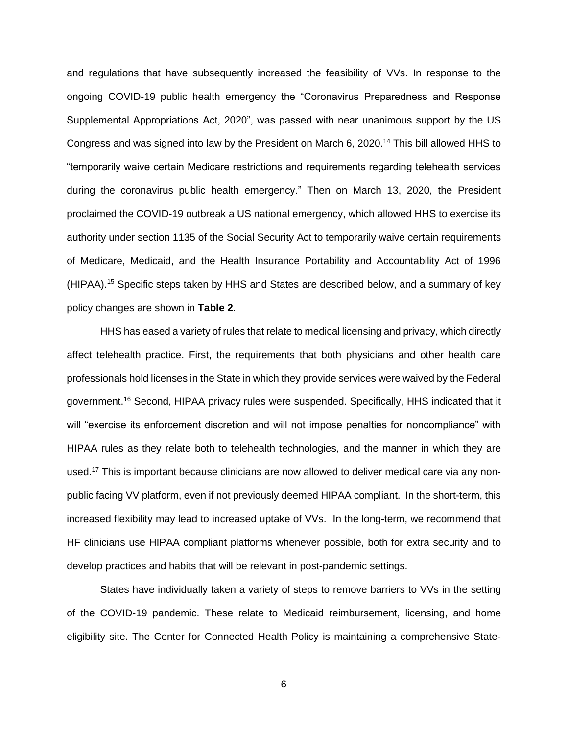and regulations that have subsequently increased the feasibility of VVs. In response to the ongoing COVID-19 public health emergency the "Coronavirus Preparedness and Response Supplemental Appropriations Act, 2020", was passed with near unanimous support by the US Congress and was signed into law by the President on March 6, 2020.[14] This bill allowed HHS to "temporarily waive certain Medicare restrictions and requirements regarding telehealth services during the coronavirus public health emergency." Then on March 13, 2020, the President proclaimed the COVID-19 outbreak a US national emergency, which allowed HHS to exercise its authority under section 1135 of the Social Security Act to temporarily waive certain requirements of Medicare, Medicaid, and the Health Insurance Portability and Accountability Act of 1996 (HIPAA).[15] Specific steps taken by HHS and States are described below, and a summary of key policy changes are shown in **Table 2**.

HHS has eased a variety of rules that relate to medical licensing and privacy, which directly affect telehealth practice. First, the requirements that both physicians and other health care professionals hold licenses in the State in which they provide services were waived by the Federal government.[16] Second, HIPAA privacy rules were suspended. Specifically, HHS indicated that it will "exercise its enforcement discretion and will not impose penalties for noncompliance" with HIPAA rules as they relate both to telehealth technologies, and the manner in which they are used.[17] This is important because clinicians are now allowed to deliver medical care via any non-public facing VV platform, even if not previously deemed HIPAA compliant. In the short-term, this increased flexibility may lead to increased uptake of VVs. In the long-term, we recommend that HF clinicians use HIPAA compliant platforms whenever possible, both for extra security and to develop practices and habits that will be relevant in post-pandemic settings.

States have individually taken a variety of steps to remove barriers to VVs in the setting of the COVID-19 pandemic. These relate to Medicaid reimbursement, licensing, and home eligibility site. The Center for Connected Health Policy is maintaining a comprehensive State-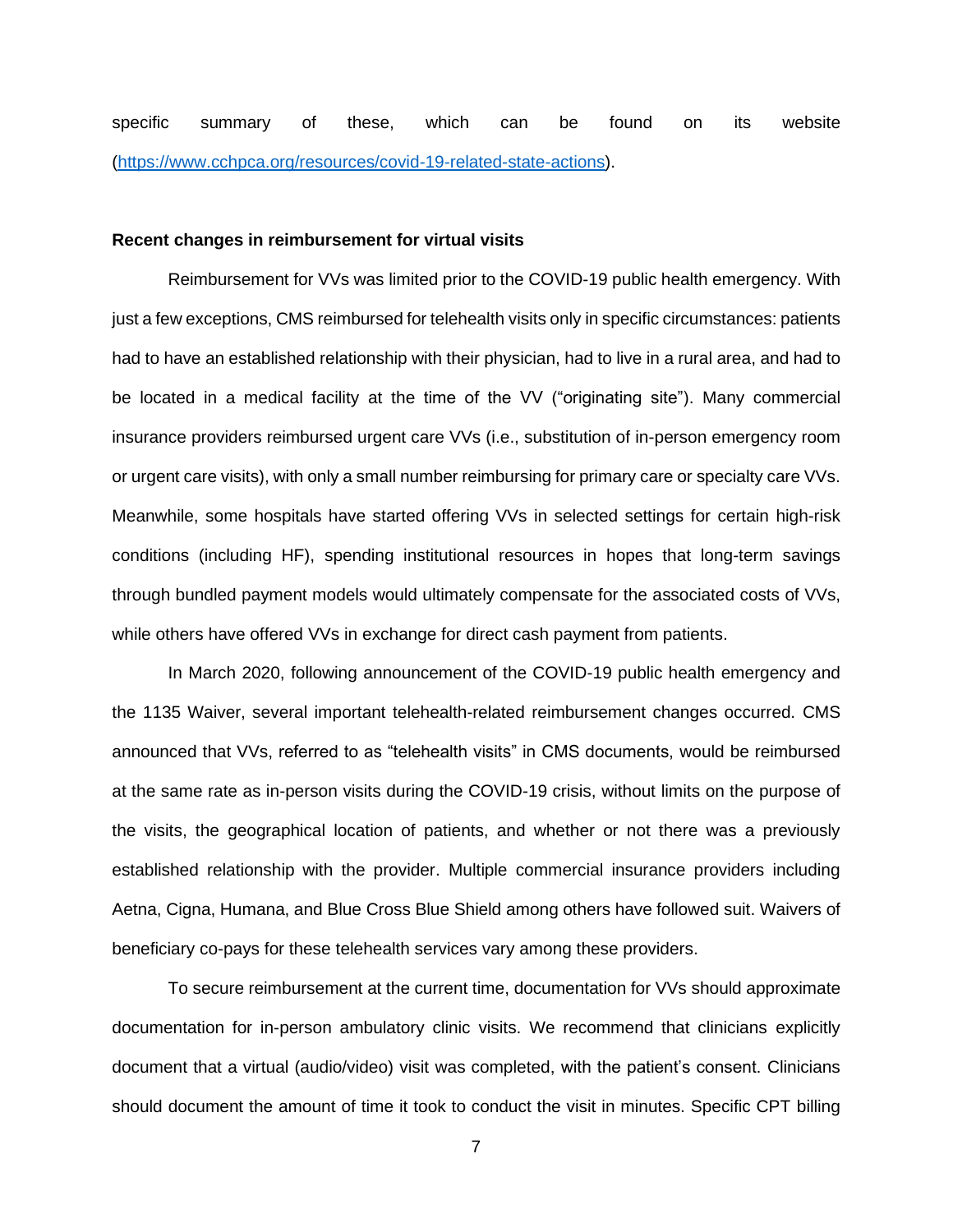specific summary of these, which can be found on its website (https://www.cchpca.org/resources/covid-19-related-state-actions).

**Recent changes in reimbursement for virtual visits**

Reimbursement for VVs was limited prior to the COVID-19 public health emergency. With just a few exceptions, CMS reimbursed for telehealth visits only in specific circumstances: patients had to have an established relationship with their physician, had to live in a rural area, and had to be located in a medical facility at the time of the VV ("originating site"). Many commercial insurance providers reimbursed urgent care VVs (i.e., substitution of in-person emergency room or urgent care visits), with only a small number reimbursing for primary care or specialty care VVs. Meanwhile, some hospitals have started offering VVs in selected settings for certain high-risk conditions (including HF), spending institutional resources in hopes that long-term savings through bundled payment models would ultimately compensate for the associated costs of VVs, while others have offered VVs in exchange for direct cash payment from patients.

In March 2020, following announcement of the COVID-19 public health emergency and the 1135 Waiver, several important telehealth-related reimbursement changes occurred. CMS announced that VVs, referred to as "telehealth visits" in CMS documents, would be reimbursed at the same rate as in-person visits during the COVID-19 crisis, without limits on the purpose of the visits, the geographical location of patients, and whether or not there was a previously established relationship with the provider. Multiple commercial insurance providers including Aetna, Cigna, Humana, and Blue Cross Blue Shield among others have followed suit. Waivers of beneficiary co-pays for these telehealth services vary among these providers.

To secure reimbursement at the current time, documentation for VVs should approximate documentation for in-person ambulatory clinic visits. We recommend that clinicians explicitly document that a virtual (audio/video) visit was completed, with the patient's consent. Clinicians should document the amount of time it took to conduct the visit in minutes. Specific CPT billing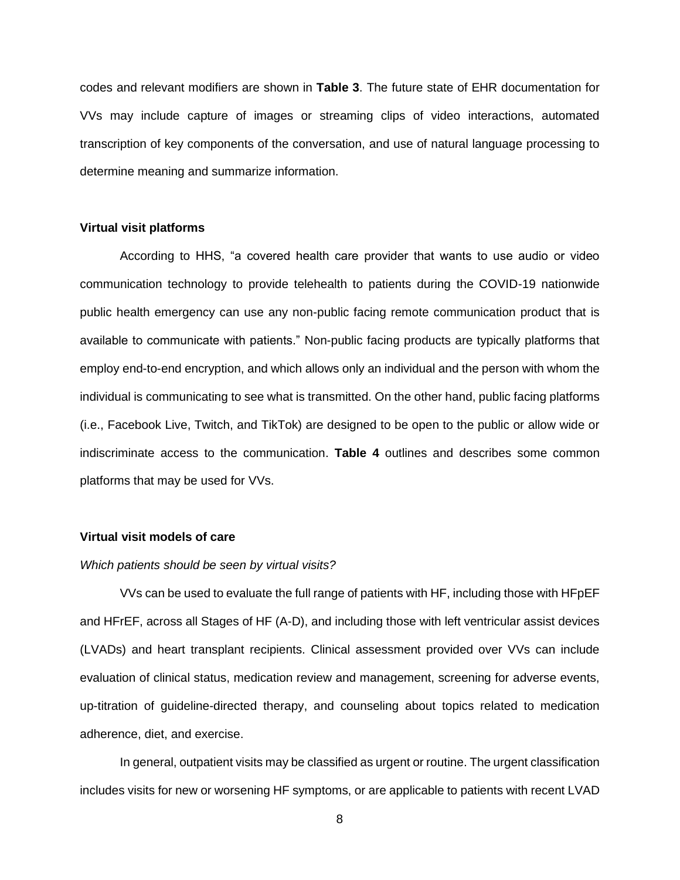codes and relevant modifiers are shown in **Table 3**. The future state of EHR documentation for VVs may include capture of images or streaming clips of video interactions, automated transcription of key components of the conversation, and use of natural language processing to determine meaning and summarize information.

### Virtual visit platforms

According to HHS, "a covered health care provider that wants to use audio or video communication technology to provide telehealth to patients during the COVID-19 nationwide public health emergency can use any non-public facing remote communication product that is available to communicate with patients." Non-public facing products are typically platforms that employ end-to-end encryption, and which allows only an individual and the person with whom the individual is communicating to see what is transmitted. On the other hand, public facing platforms (i.e., Facebook Live, Twitch, and TikTok) are designed to be open to the public or allow wide or indiscriminate access to the communication. **Table 4** outlines and describes some common platforms that may be used for VVs.

### Virtual visit models of care

*Which patients should be seen by virtual visits?*

VVs can be used to evaluate the full range of patients with HF, including those with HFpEF and HFrEF, across all Stages of HF (A-D), and including those with left ventricular assist devices (LVADs) and heart transplant recipients. Clinical assessment provided over VVs can include evaluation of clinical status, medication review and management, screening for adverse events, up-titration of guideline-directed therapy, and counseling about topics related to medication adherence, diet, and exercise.

In general, outpatient visits may be classified as urgent or routine. The urgent classification includes visits for new or worsening HF symptoms, or are applicable to patients with recent LVAD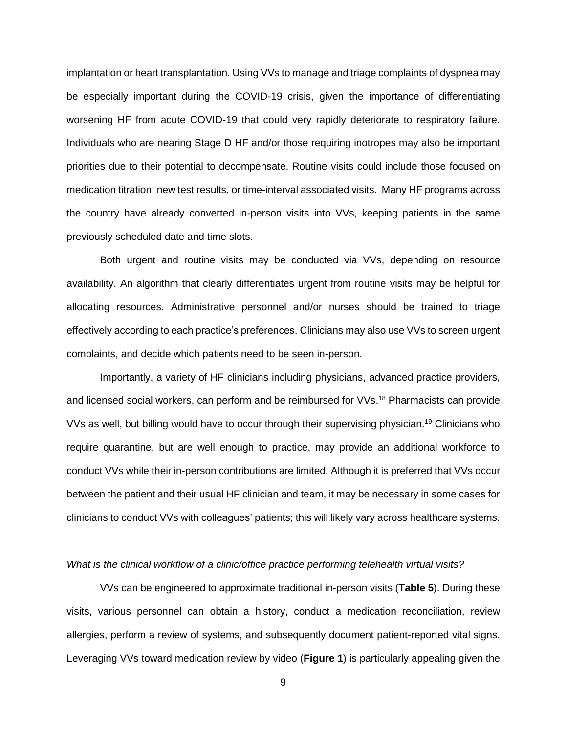implantation or heart transplantation. Using VVs to manage and triage complaints of dyspnea may be especially important during the COVID-19 crisis, given the importance of differentiating worsening HF from acute COVID-19 that could very rapidly deteriorate to respiratory failure. Individuals who are nearing Stage D HF and/or those requiring inotropes may also be important priorities due to their potential to decompensate. Routine visits could include those focused on medication titration, new test results, or time-interval associated visits. Many HF programs across the country have already converted in-person visits into VVs, keeping patients in the same previously scheduled date and time slots.

Both urgent and routine visits may be conducted via VVs, depending on resource availability. An algorithm that clearly differentiates urgent from routine visits may be helpful for allocating resources. Administrative personnel and/or nurses should be trained to triage effectively according to each practice's preferences. Clinicians may also use VVs to screen urgent complaints, and decide which patients need to be seen in-person.

Importantly, a variety of HF clinicians including physicians, advanced practice providers, and licensed social workers, can perform and be reimbursed for VVs.[18] Pharmacists can provide VVs as well, but billing would have to occur through their supervising physician.[19] Clinicians who require quarantine, but are well enough to practice, may provide an additional workforce to conduct VVs while their in-person contributions are limited. Although it is preferred that VVs occur between the patient and their usual HF clinician and team, it may be necessary in some cases for clinicians to conduct VVs with colleagues' patients; this will likely vary across healthcare systems.

*What is the clinical workflow of a clinic/office practice performing telehealth virtual visits?*

VVs can be engineered to approximate traditional in-person visits (**Table 5**). During these visits, various personnel can obtain a history, conduct a medication reconciliation, review allergies, perform a review of systems, and subsequently document patient-reported vital signs. Leveraging VVs toward medication review by video (**Figure 1**) is particularly appealing given the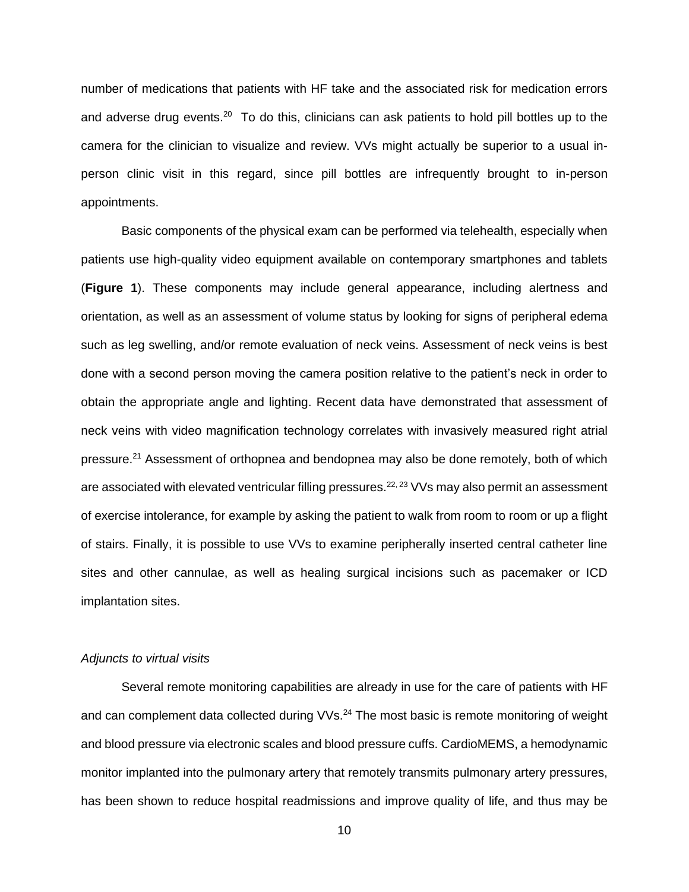number of medications that patients with HF take and the associated risk for medication errors and adverse drug events.[20] To do this, clinicians can ask patients to hold pill bottles up to the camera for the clinician to visualize and review. VVs might actually be superior to a usual in-person clinic visit in this regard, since pill bottles are infrequently brought to in-person appointments.

Basic components of the physical exam can be performed via telehealth, especially when patients use high-quality video equipment available on contemporary smartphones and tablets (**Figure 1**). These components may include general appearance, including alertness and orientation, as well as an assessment of volume status by looking for signs of peripheral edema such as leg swelling, and/or remote evaluation of neck veins. Assessment of neck veins is best done with a second person moving the camera position relative to the patient's neck in order to obtain the appropriate angle and lighting. Recent data have demonstrated that assessment of neck veins with video magnification technology correlates with invasively measured right atrial pressure.[21] Assessment of orthopnea and bendopnea may also be done remotely, both of which are associated with elevated ventricular filling pressures.[22, 23] VVs may also permit an assessment of exercise intolerance, for example by asking the patient to walk from room to room or up a flight of stairs. Finally, it is possible to use VVs to examine peripherally inserted central catheter line sites and other cannulae, as well as healing surgical incisions such as pacemaker or ICD implantation sites.

*Adjuncts to virtual visits*

Several remote monitoring capabilities are already in use for the care of patients with HF and can complement data collected during VVs.[24] The most basic is remote monitoring of weight and blood pressure via electronic scales and blood pressure cuffs. CardioMEMS, a hemodynamic monitor implanted into the pulmonary artery that remotely transmits pulmonary artery pressures, has been shown to reduce hospital readmissions and improve quality of life, and thus may be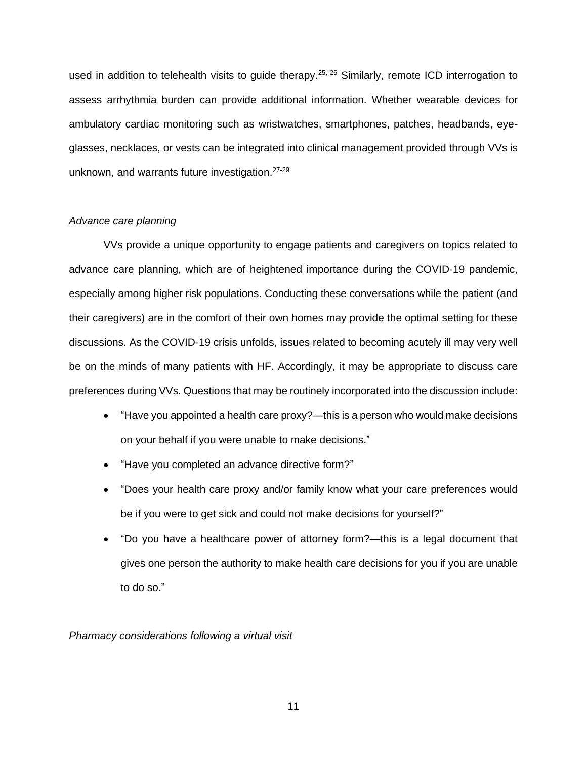used in addition to telehealth visits to guide therapy.[25, 26] Similarly, remote ICD interrogation to assess arrhythmia burden can provide additional information. Whether wearable devices for ambulatory cardiac monitoring such as wristwatches, smartphones, patches, headbands, eye-glasses, necklaces, or vests can be integrated into clinical management provided through VVs is unknown, and warrants future investigation.[27-29]

*Advance care planning*

VVs provide a unique opportunity to engage patients and caregivers on topics related to advance care planning, which are of heightened importance during the COVID-19 pandemic, especially among higher risk populations. Conducting these conversations while the patient (and their caregivers) are in the comfort of their own homes may provide the optimal setting for these discussions. As the COVID-19 crisis unfolds, issues related to becoming acutely ill may very well be on the minds of many patients with HF. Accordingly, it may be appropriate to discuss care preferences during VVs. Questions that may be routinely incorporated into the discussion include:

- "Have you appointed a health care proxy?—this is a person who would make decisions on your behalf if you were unable to make decisions."
- "Have you completed an advance directive form?"
- "Does your health care proxy and/or family know what your care preferences would be if you were to get sick and could not make decisions for yourself?"
- "Do you have a healthcare power of attorney form?—this is a legal document that gives one person the authority to make health care decisions for you if you are unable to do so."

*Pharmacy considerations following a virtual visit*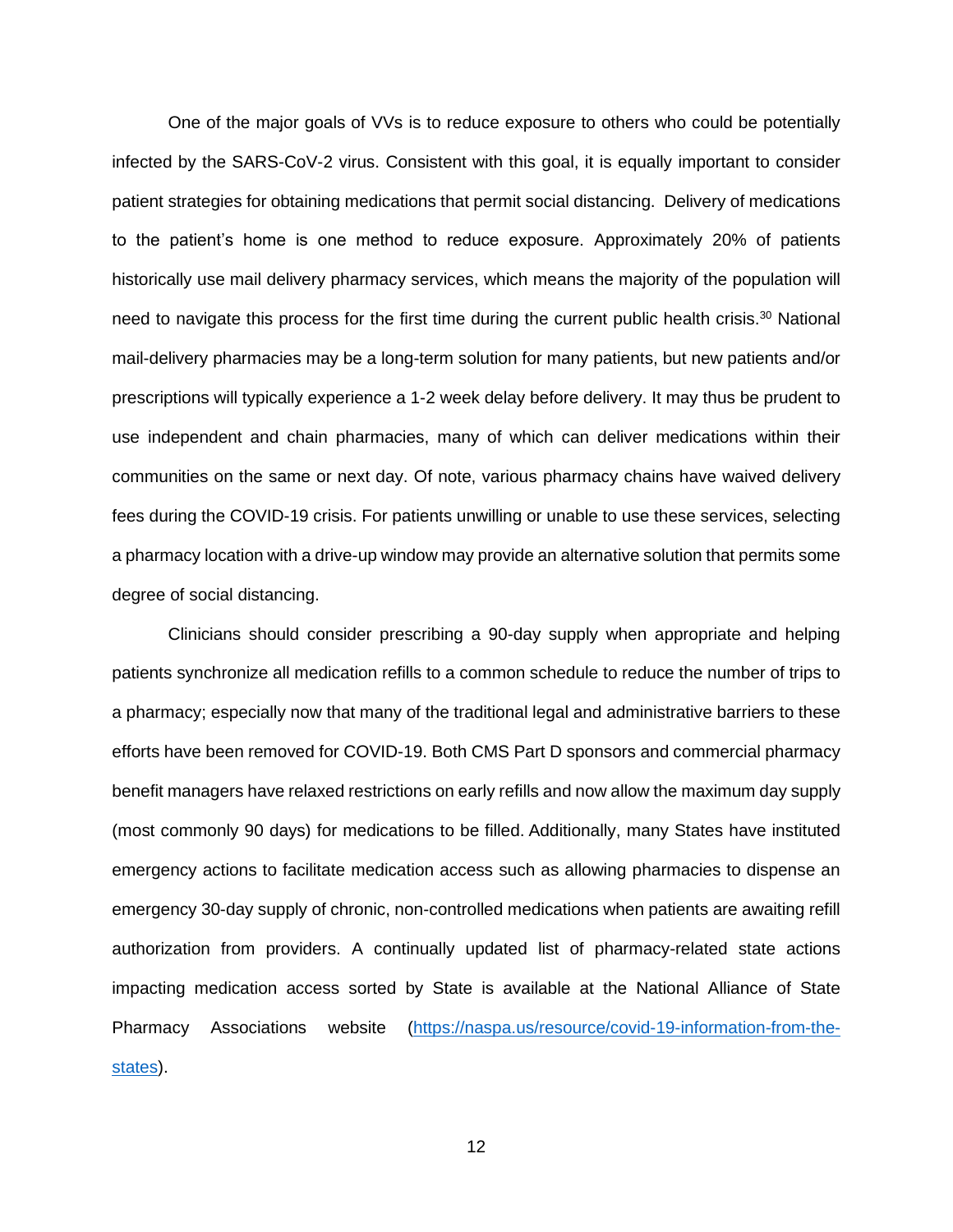One of the major goals of VVs is to reduce exposure to others who could be potentially infected by the SARS-CoV-2 virus. Consistent with this goal, it is equally important to consider patient strategies for obtaining medications that permit social distancing. Delivery of medications to the patient's home is one method to reduce exposure. Approximately 20% of patients historically use mail delivery pharmacy services, which means the majority of the population will need to navigate this process for the first time during the current public health crisis.[30] National mail-delivery pharmacies may be a long-term solution for many patients, but new patients and/or prescriptions will typically experience a 1-2 week delay before delivery. It may thus be prudent to use independent and chain pharmacies, many of which can deliver medications within their communities on the same or next day. Of note, various pharmacy chains have waived delivery fees during the COVID-19 crisis. For patients unwilling or unable to use these services, selecting a pharmacy location with a drive-up window may provide an alternative solution that permits some degree of social distancing.

Clinicians should consider prescribing a 90-day supply when appropriate and helping patients synchronize all medication refills to a common schedule to reduce the number of trips to a pharmacy; especially now that many of the traditional legal and administrative barriers to these efforts have been removed for COVID-19. Both CMS Part D sponsors and commercial pharmacy benefit managers have relaxed restrictions on early refills and now allow the maximum day supply (most commonly 90 days) for medications to be filled. Additionally, many States have instituted emergency actions to facilitate medication access such as allowing pharmacies to dispense an emergency 30-day supply of chronic, non-controlled medications when patients are awaiting refill authorization from providers. A continually updated list of pharmacy-related state actions impacting medication access sorted by State is available at the National Alliance of State Pharmacy Associations website (https://naspa.us/resource/covid-19-information-from-the-states).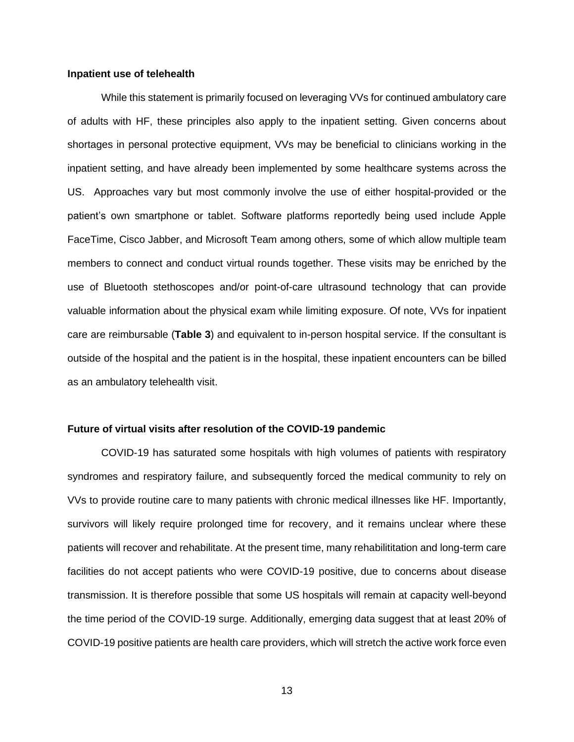### Inpatient use of telehealth

While this statement is primarily focused on leveraging VVs for continued ambulatory care of adults with HF, these principles also apply to the inpatient setting. Given concerns about shortages in personal protective equipment, VVs may be beneficial to clinicians working in the inpatient setting, and have already been implemented by some healthcare systems across the US. Approaches vary but most commonly involve the use of either hospital-provided or the patient's own smartphone or tablet. Software platforms reportedly being used include Apple FaceTime, Cisco Jabber, and Microsoft Team among others, some of which allow multiple team members to connect and conduct virtual rounds together. These visits may be enriched by the use of Bluetooth stethoscopes and/or point-of-care ultrasound technology that can provide valuable information about the physical exam while limiting exposure. Of note, VVs for inpatient care are reimbursable (**Table 3**) and equivalent to in-person hospital service. If the consultant is outside of the hospital and the patient is in the hospital, these inpatient encounters can be billed as an ambulatory telehealth visit.

### Future of virtual visits after resolution of the COVID-19 pandemic

COVID-19 has saturated some hospitals with high volumes of patients with respiratory syndromes and respiratory failure, and subsequently forced the medical community to rely on VVs to provide routine care to many patients with chronic medical illnesses like HF. Importantly, survivors will likely require prolonged time for recovery, and it remains unclear where these patients will recover and rehabilitate. At the present time, many rehabilititation and long-term care facilities do not accept patients who were COVID-19 positive, due to concerns about disease transmission. It is therefore possible that some US hospitals will remain at capacity well-beyond the time period of the COVID-19 surge. Additionally, emerging data suggest that at least 20% of COVID-19 positive patients are health care providers, which will stretch the active work force even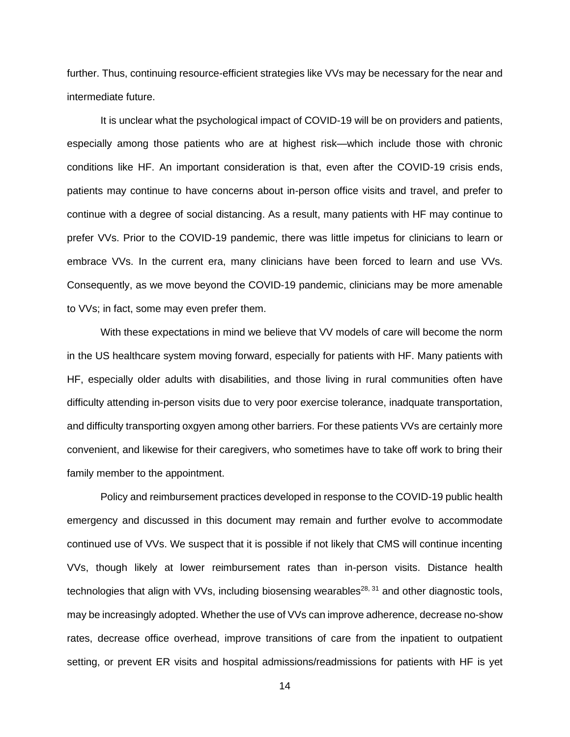further. Thus, continuing resource-efficient strategies like VVs may be necessary for the near and intermediate future.

It is unclear what the psychological impact of COVID-19 will be on providers and patients, especially among those patients who are at highest risk—which include those with chronic conditions like HF. An important consideration is that, even after the COVID-19 crisis ends, patients may continue to have concerns about in-person office visits and travel, and prefer to continue with a degree of social distancing. As a result, many patients with HF may continue to prefer VVs. Prior to the COVID-19 pandemic, there was little impetus for clinicians to learn or embrace VVs. In the current era, many clinicians have been forced to learn and use VVs. Consequently, as we move beyond the COVID-19 pandemic, clinicians may be more amenable to VVs; in fact, some may even prefer them.

With these expectations in mind we believe that VV models of care will become the norm in the US healthcare system moving forward, especially for patients with HF. Many patients with HF, especially older adults with disabilities, and those living in rural communities often have difficulty attending in-person visits due to very poor exercise tolerance, inadquate transportation, and difficulty transporting oxgyen among other barriers. For these patients VVs are certainly more convenient, and likewise for their caregivers, who sometimes have to take off work to bring their family member to the appointment.

Policy and reimbursement practices developed in response to the COVID-19 public health emergency and discussed in this document may remain and further evolve to accommodate continued use of VVs. We suspect that it is possible if not likely that CMS will continue incenting VVs, though likely at lower reimbursement rates than in-person visits. Distance health technologies that align with VVs, including biosensing wearables[28, 31] and other diagnostic tools, may be increasingly adopted. Whether the use of VVs can improve adherence, decrease no-show rates, decrease office overhead, improve transitions of care from the inpatient to outpatient setting, or prevent ER visits and hospital admissions/readmissions for patients with HF is yet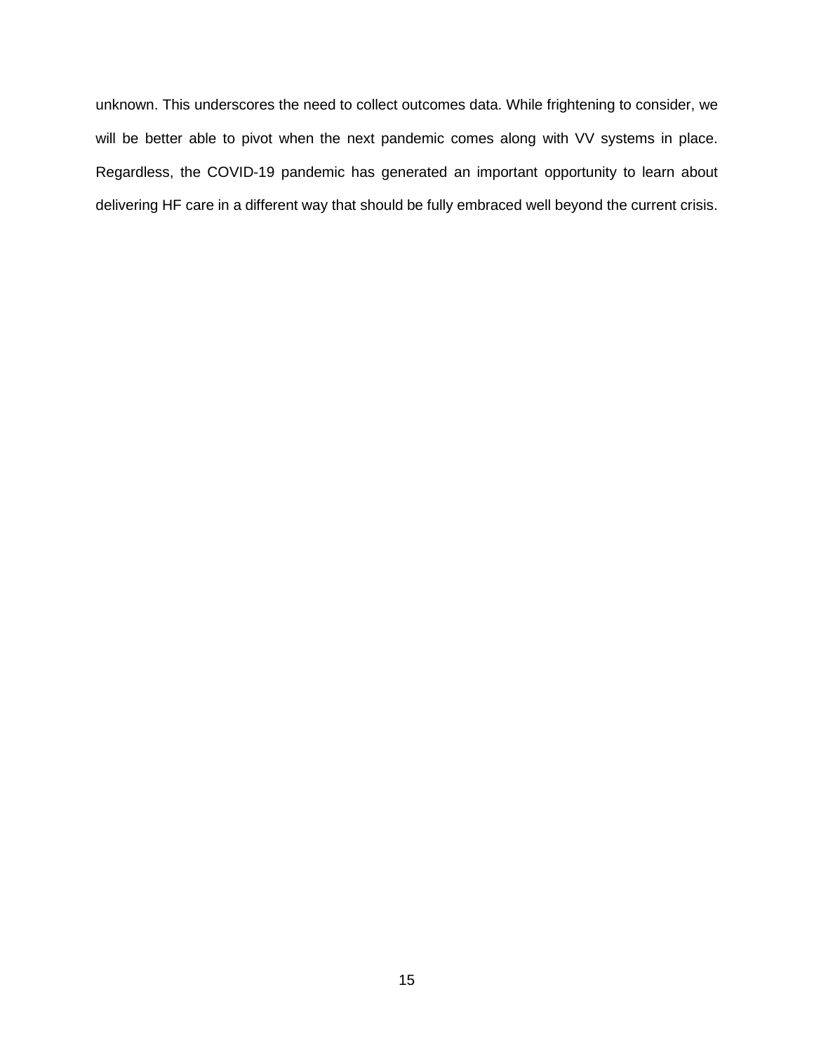unknown. This underscores the need to collect outcomes data. While frightening to consider, we will be better able to pivot when the next pandemic comes along with VV systems in place. Regardless, the COVID-19 pandemic has generated an important opportunity to learn about delivering HF care in a different way that should be fully embraced well beyond the current crisis.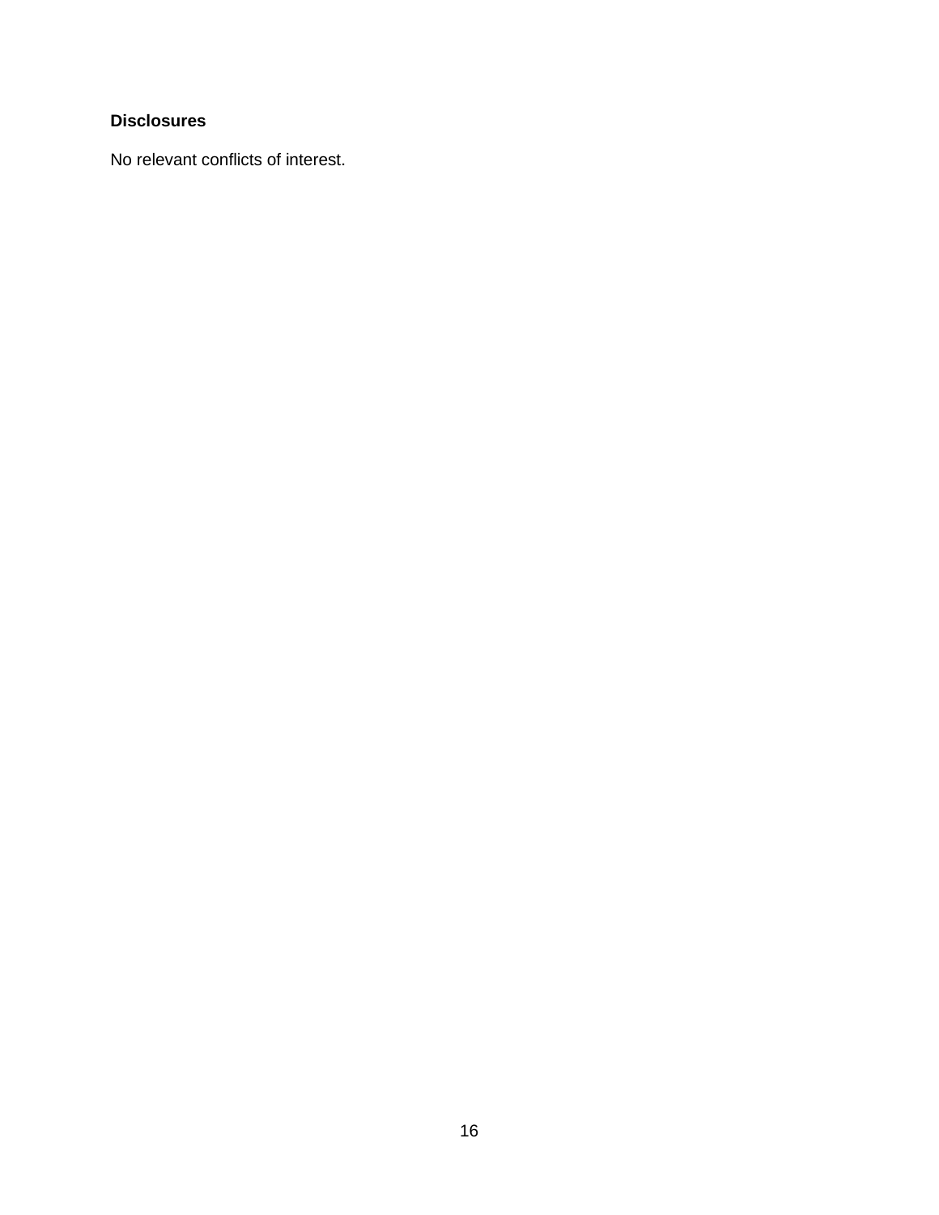**Disclosures**

No relevant conflicts of interest.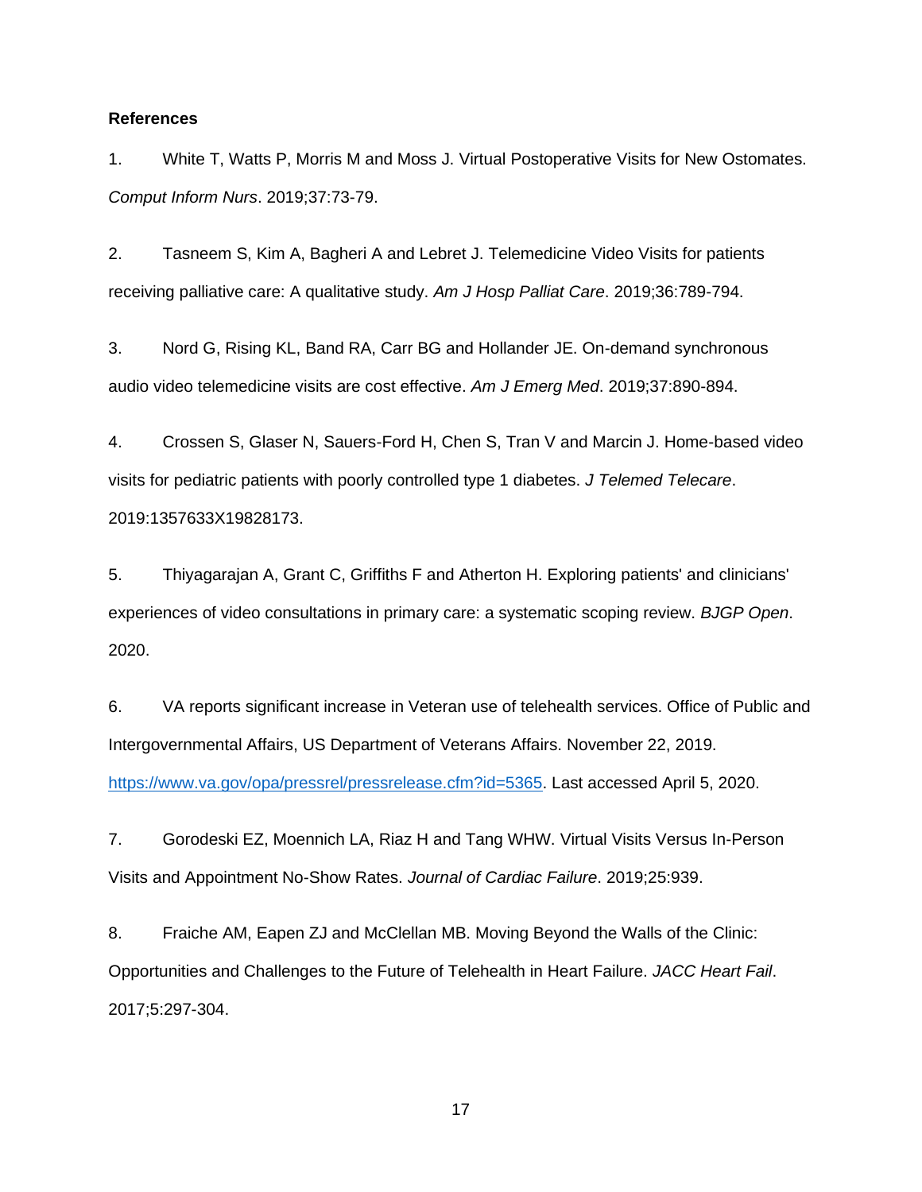**References**

1. White T, Watts P, Morris M and Moss J. Virtual Postoperative Visits for New Ostomates. *Comput Inform Nurs*. 2019;37:73-79.

2. Tasneem S, Kim A, Bagheri A and Lebret J. Telemedicine Video Visits for patients receiving palliative care: A qualitative study. *Am J Hosp Palliat Care*. 2019;36:789-794.

3. Nord G, Rising KL, Band RA, Carr BG and Hollander JE. On-demand synchronous audio video telemedicine visits are cost effective. *Am J Emerg Med*. 2019;37:890-894.

4. Crossen S, Glaser N, Sauers-Ford H, Chen S, Tran V and Marcin J. Home-based video visits for pediatric patients with poorly controlled type 1 diabetes. *J Telemed Telecare*. 2019:1357633X19828173.

5. Thiyagarajan A, Grant C, Griffiths F and Atherton H. Exploring patients' and clinicians' experiences of video consultations in primary care: a systematic scoping review. *BJGP Open*. 2020.

6. VA reports significant increase in Veteran use of telehealth services. Office of Public and Intergovernmental Affairs, US Department of Veterans Affairs. November 22, 2019. https://www.va.gov/opa/pressrel/pressrelease.cfm?id=5365. Last accessed April 5, 2020.

7. Gorodeski EZ, Moennich LA, Riaz H and Tang WHW. Virtual Visits Versus In-Person Visits and Appointment No-Show Rates. *Journal of Cardiac Failure*. 2019;25:939.

8. Fraiche AM, Eapen ZJ and McClellan MB. Moving Beyond the Walls of the Clinic: Opportunities and Challenges to the Future of Telehealth in Heart Failure. *JACC Heart Fail*. 2017;5:297-304.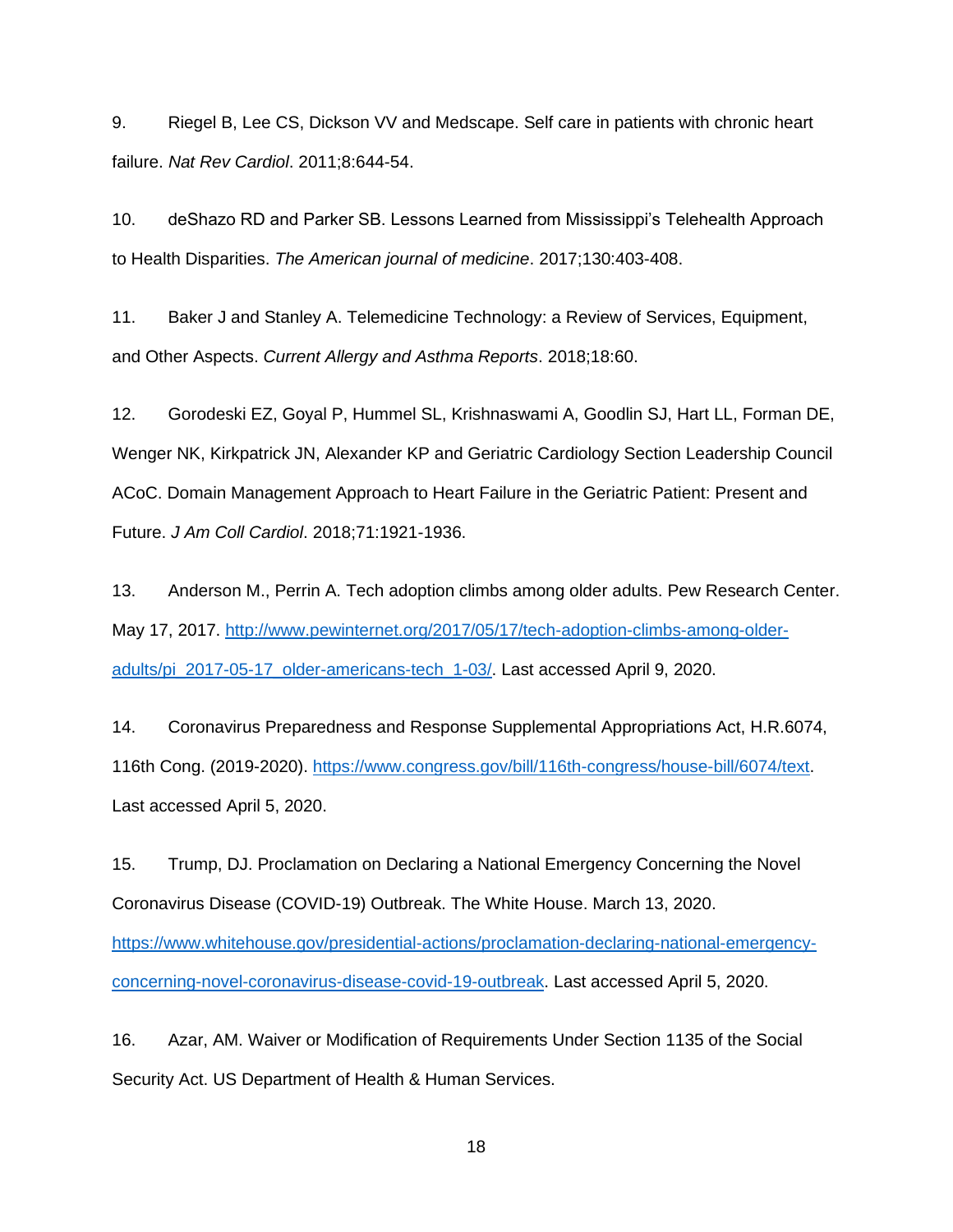9. Riegel B, Lee CS, Dickson VV and Medscape. Self care in patients with chronic heart failure. *Nat Rev Cardiol*. 2011;8:644-54.

10. deShazo RD and Parker SB. Lessons Learned from Mississippi's Telehealth Approach to Health Disparities. *The American journal of medicine*. 2017;130:403-408.

11. Baker J and Stanley A. Telemedicine Technology: a Review of Services, Equipment, and Other Aspects. *Current Allergy and Asthma Reports*. 2018;18:60.

12. Gorodeski EZ, Goyal P, Hummel SL, Krishnaswami A, Goodlin SJ, Hart LL, Forman DE, Wenger NK, Kirkpatrick JN, Alexander KP and Geriatric Cardiology Section Leadership Council ACoC. Domain Management Approach to Heart Failure in the Geriatric Patient: Present and Future. *J Am Coll Cardiol*. 2018;71:1921-1936.

13. Anderson M., Perrin A. Tech adoption climbs among older adults. Pew Research Center. May 17, 2017. [http://www.pewinternet.org/2017/05/17/tech-adoption-climbs-among-older-adults/pi_2017-05-17_older-americans-tech_1-03/](http://www.pewinternet.org/2017/05/17/tech-adoption-climbs-among-older-adults/pi_2017-05-17_older-americans-tech_1-03/). Last accessed April 9, 2020.

14. Coronavirus Preparedness and Response Supplemental Appropriations Act, H.R.6074, 116th Cong. (2019-2020). [https://www.congress.gov/bill/116th-congress/house-bill/6074/text](https://www.congress.gov/bill/116th-congress/house-bill/6074/text). Last accessed April 5, 2020.

15. Trump, DJ. Proclamation on Declaring a National Emergency Concerning the Novel Coronavirus Disease (COVID-19) Outbreak. The White House. March 13, 2020. [https://www.whitehouse.gov/presidential-actions/proclamation-declaring-national-emergency-concerning-novel-coronavirus-disease-covid-19-outbreak](https://www.whitehouse.gov/presidential-actions/proclamation-declaring-national-emergency-concerning-novel-coronavirus-disease-covid-19-outbreak). Last accessed April 5, 2020.

16. Azar, AM. Waiver or Modification of Requirements Under Section 1135 of the Social Security Act. US Department of Health & Human Services.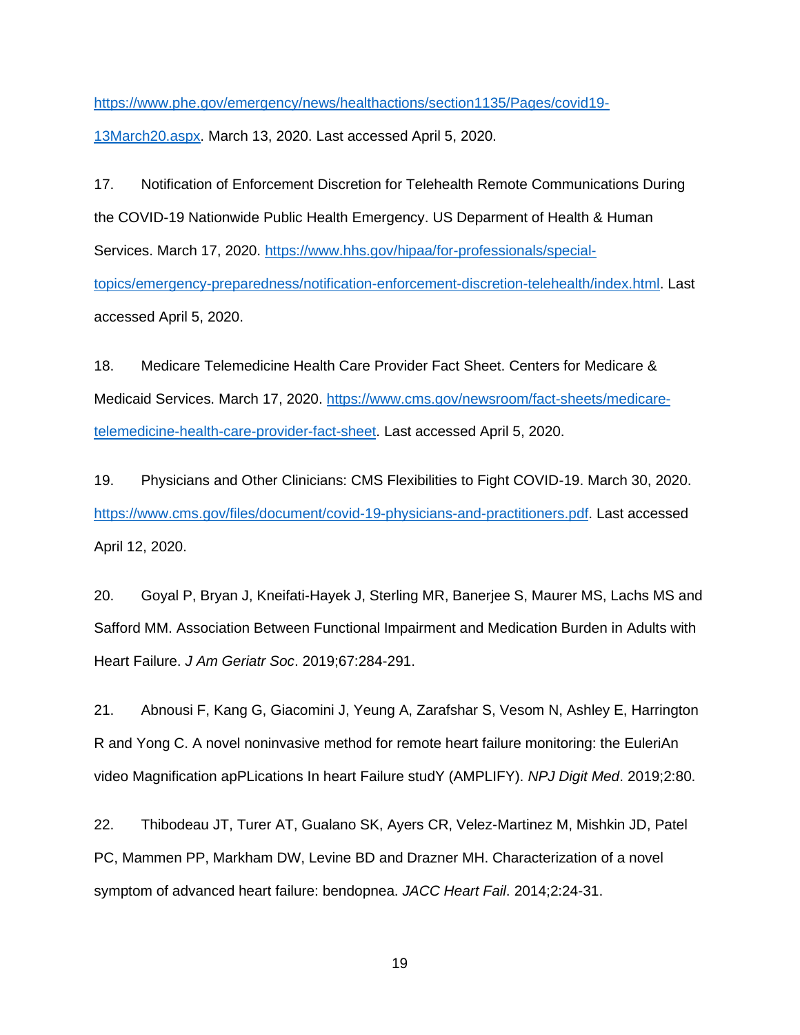https://www.phe.gov/emergency/news/healthactions/section1135/Pages/covid19-13March20.aspx. March 13, 2020. Last accessed April 5, 2020.

17. Notification of Enforcement Discretion for Telehealth Remote Communications During the COVID-19 Nationwide Public Health Emergency. US Deparment of Health & Human Services. March 17, 2020. https://www.hhs.gov/hipaa/for-professionals/special-topics/emergency-preparedness/notification-enforcement-discretion-telehealth/index.html. Last accessed April 5, 2020.

18. Medicare Telemedicine Health Care Provider Fact Sheet. Centers for Medicare & Medicaid Services. March 17, 2020. https://www.cms.gov/newsroom/fact-sheets/medicare-telemedicine-health-care-provider-fact-sheet. Last accessed April 5, 2020.

19. Physicians and Other Clinicians: CMS Flexibilities to Fight COVID-19. March 30, 2020. https://www.cms.gov/files/document/covid-19-physicians-and-practitioners.pdf. Last accessed April 12, 2020.

20. Goyal P, Bryan J, Kneifati-Hayek J, Sterling MR, Banerjee S, Maurer MS, Lachs MS and Safford MM. Association Between Functional Impairment and Medication Burden in Adults with Heart Failure. *J Am Geriatr Soc*. 2019;67:284-291.

21. Abnousi F, Kang G, Giacomini J, Yeung A, Zarafshar S, Vesom N, Ashley E, Harrington R and Yong C. A novel noninvasive method for remote heart failure monitoring: the EuleriAn video Magnification apPLications In heart Failure studY (AMPLIFY). *NPJ Digit Med*. 2019;2:80.

22. Thibodeau JT, Turer AT, Gualano SK, Ayers CR, Velez-Martinez M, Mishkin JD, Patel PC, Mammen PP, Markham DW, Levine BD and Drazner MH. Characterization of a novel symptom of advanced heart failure: bendopnea. *JACC Heart Fail*. 2014;2:24-31.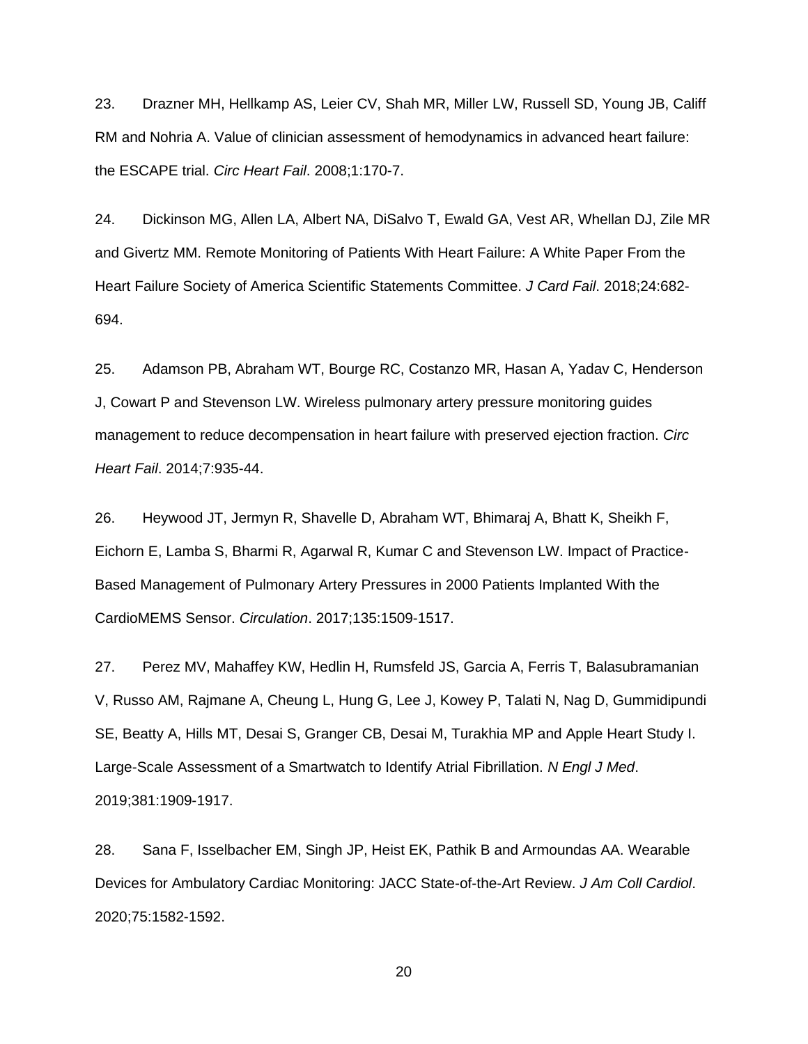23. Drazner MH, Hellkamp AS, Leier CV, Shah MR, Miller LW, Russell SD, Young JB, Califf RM and Nohria A. Value of clinician assessment of hemodynamics in advanced heart failure: the ESCAPE trial. *Circ Heart Fail*. 2008;1:170-7.

24. Dickinson MG, Allen LA, Albert NA, DiSalvo T, Ewald GA, Vest AR, Whellan DJ, Zile MR and Givertz MM. Remote Monitoring of Patients With Heart Failure: A White Paper From the Heart Failure Society of America Scientific Statements Committee. *J Card Fail*. 2018;24:682-694.

25. Adamson PB, Abraham WT, Bourge RC, Costanzo MR, Hasan A, Yadav C, Henderson J, Cowart P and Stevenson LW. Wireless pulmonary artery pressure monitoring guides management to reduce decompensation in heart failure with preserved ejection fraction. *Circ Heart Fail*. 2014;7:935-44.

26. Heywood JT, Jermyn R, Shavelle D, Abraham WT, Bhimaraj A, Bhatt K, Sheikh F, Eichorn E, Lamba S, Bharmi R, Agarwal R, Kumar C and Stevenson LW. Impact of Practice-Based Management of Pulmonary Artery Pressures in 2000 Patients Implanted With the CardioMEMS Sensor. *Circulation*. 2017;135:1509-1517.

27. Perez MV, Mahaffey KW, Hedlin H, Rumsfeld JS, Garcia A, Ferris T, Balasubramanian V, Russo AM, Rajmane A, Cheung L, Hung G, Lee J, Kowey P, Talati N, Nag D, Gummidipundi SE, Beatty A, Hills MT, Desai S, Granger CB, Desai M, Turakhia MP and Apple Heart Study I. Large-Scale Assessment of a Smartwatch to Identify Atrial Fibrillation. *N Engl J Med*. 2019;381:1909-1917.

28. Sana F, Isselbacher EM, Singh JP, Heist EK, Pathik B and Armoundas AA. Wearable Devices for Ambulatory Cardiac Monitoring: JACC State-of-the-Art Review. *J Am Coll Cardiol*. 2020;75:1582-1592.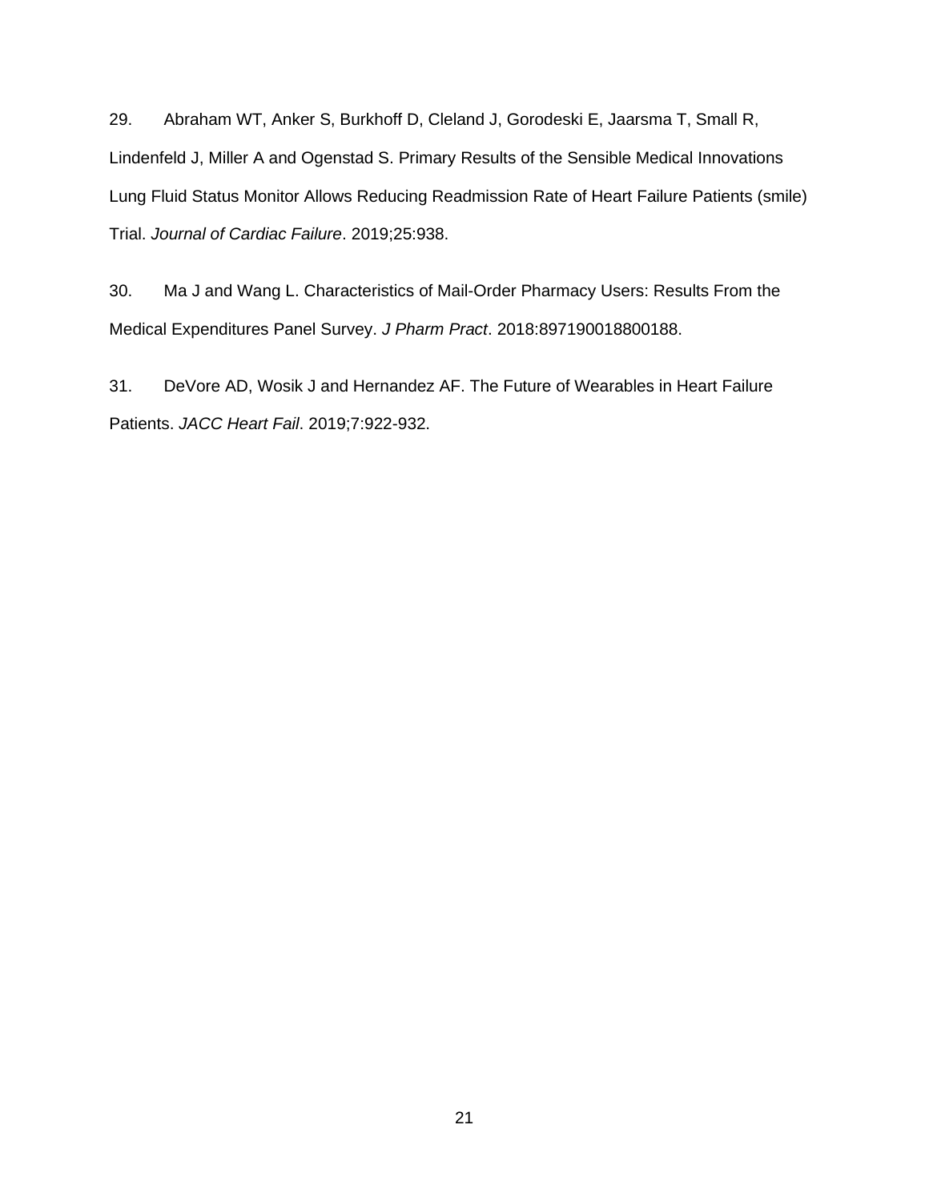29. Abraham WT, Anker S, Burkhoff D, Cleland J, Gorodeski E, Jaarsma T, Small R, Lindenfeld J, Miller A and Ogenstad S. Primary Results of the Sensible Medical Innovations Lung Fluid Status Monitor Allows Reducing Readmission Rate of Heart Failure Patients (smile) Trial. *Journal of Cardiac Failure*. 2019;25:938.

30. Ma J and Wang L. Characteristics of Mail-Order Pharmacy Users: Results From the Medical Expenditures Panel Survey. *J Pharm Pract*. 2018:897190018800188.

31. DeVore AD, Wosik J and Hernandez AF. The Future of Wearables in Heart Failure Patients. *JACC Heart Fail*. 2019;7:922-932.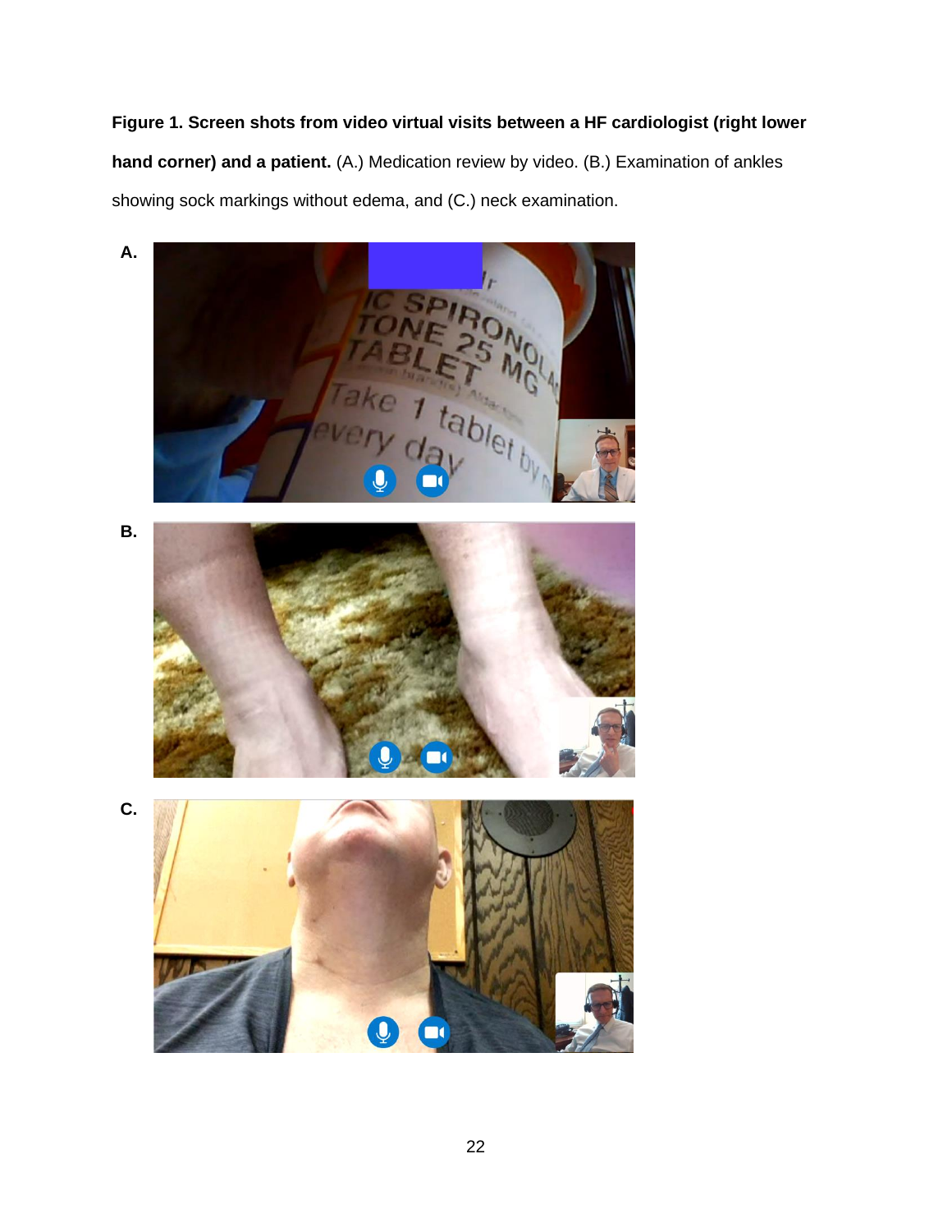**Figure 1. Screen shots from video virtual visits between a HF cardiologist (right lower hand corner) and a patient.** (A.) Medication review by video. (B.) Examination of ankles showing sock markings without edema, and (C.) neck examination.

A.

B.

C.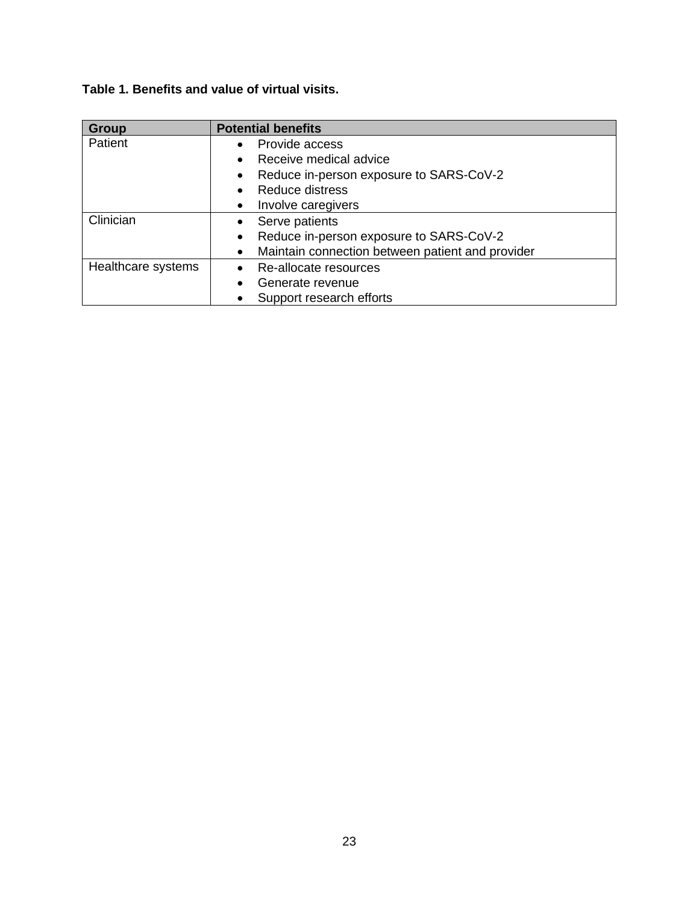**Table 1. Benefits and value of virtual visits.**

| Group | Potential benefits |
| --- | --- |
| Patient | • Provide access<br>• Receive medical advice<br>• Reduce in-person exposure to SARS-CoV-2<br>• Reduce distress<br>• Involve caregivers |
| Clinician | • Serve patients<br>• Reduce in-person exposure to SARS-CoV-2<br>• Maintain connection between patient and provider |
| Healthcare systems | • Re-allocate resources<br>• Generate revenue<br>• Support research efforts |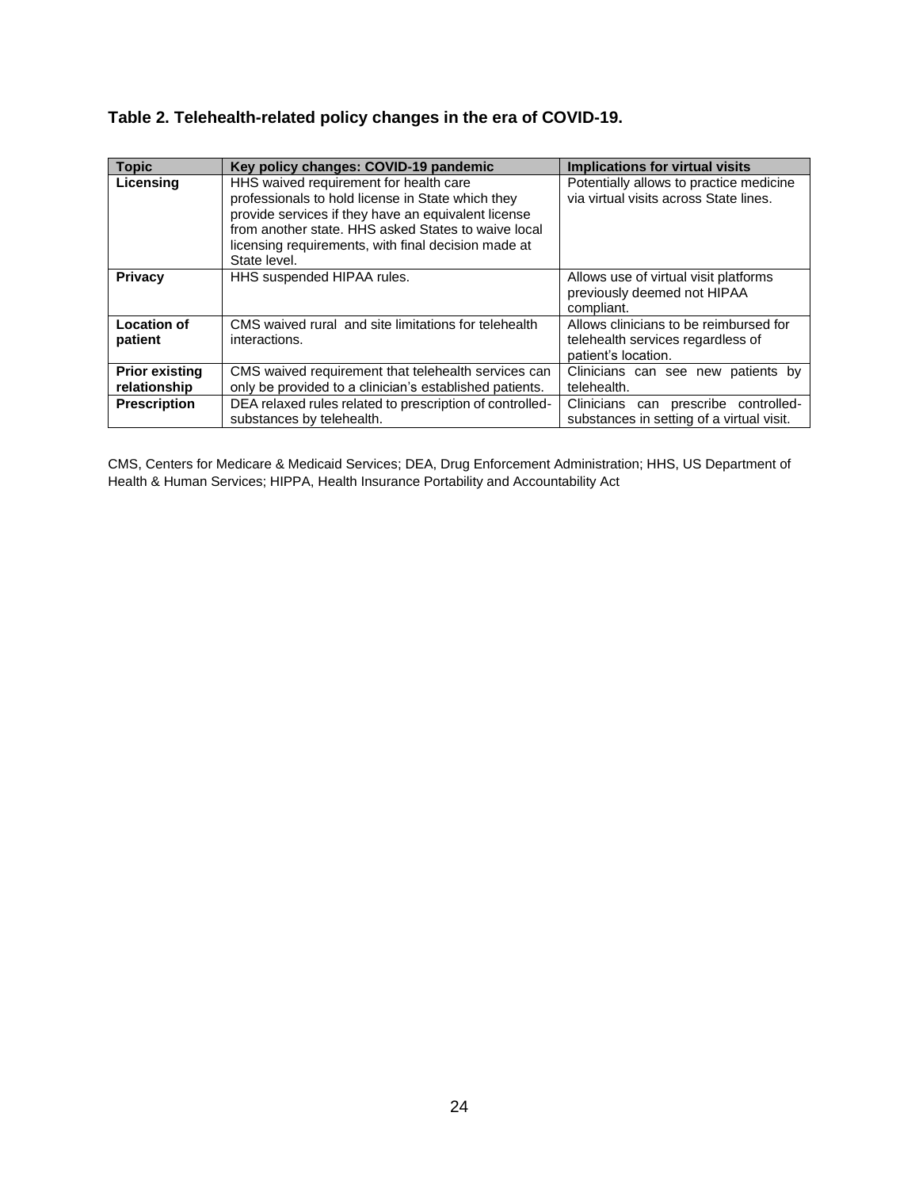**Table 2. Telehealth-related policy changes in the era of COVID-19.**

| Topic | Key policy changes: COVID-19 pandemic | Implications for virtual visits |
|---|---|---|
| **Licensing** | HHS waived requirement for health care professionals to hold license in State which they provide services if they have an equivalent license from another state. HHS asked States to waive local licensing requirements, with final decision made at State level. | Potentially allows to practice medicine via virtual visits across State lines. |
| **Privacy** | HHS suspended HIPAA rules. | Allows use of virtual visit platforms previously deemed not HIPAA compliant. |
| **Location of patient** | CMS waived rural and site limitations for telehealth interactions. | Allows clinicians to be reimbursed for telehealth services regardless of patient's location. |
| **Prior existing relationship** | CMS waived requirement that telehealth services can only be provided to a clinician's established patients. | Clinicians can see new patients by telehealth. |
| **Prescription** | DEA relaxed rules related to prescription of controlled-substances by telehealth. | Clinicians can prescribe controlled-substances in setting of a virtual visit. |

CMS, Centers for Medicare & Medicaid Services; DEA, Drug Enforcement Administration; HHS, US Department of Health & Human Services; HIPPA, Health Insurance Portability and Accountability Act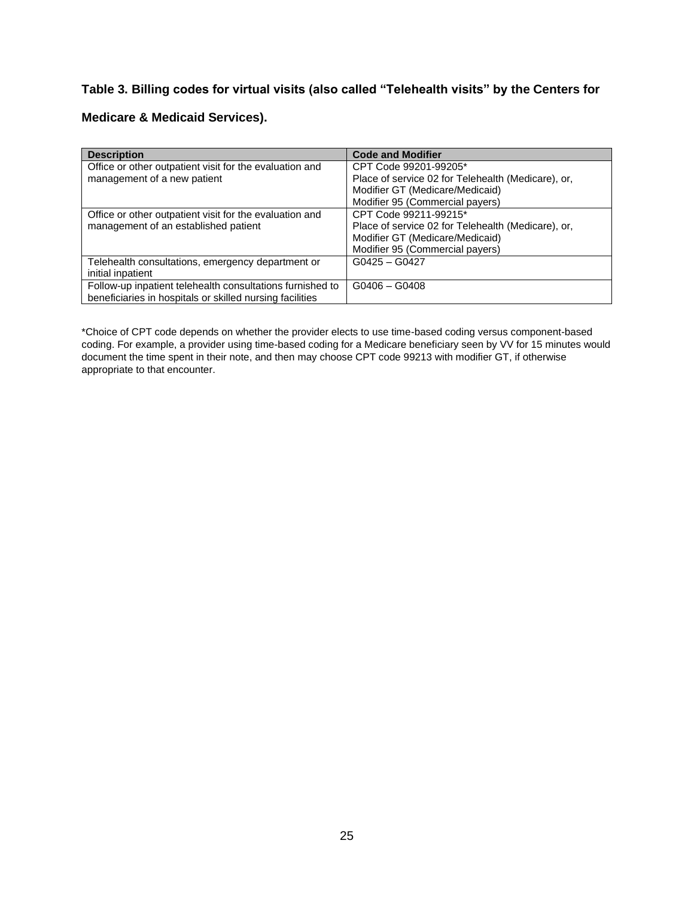**Table 3. Billing codes for virtual visits (also called "Telehealth visits" by the Centers for Medicare & Medicaid Services).**

| Description | Code and Modifier |
|---|---|
| Office or other outpatient visit for the evaluation and management of a new patient | CPT Code 99201-99205*<br>Place of service 02 for Telehealth (Medicare), or,<br>Modifier GT (Medicare/Medicaid)<br>Modifier 95 (Commercial payers) |
| Office or other outpatient visit for the evaluation and management of an established patient | CPT Code 99211-99215*<br>Place of service 02 for Telehealth (Medicare), or,<br>Modifier GT (Medicare/Medicaid)<br>Modifier 95 (Commercial payers) |
| Telehealth consultations, emergency department or initial inpatient | G0425 – G0427 |
| Follow-up inpatient telehealth consultations furnished to beneficiaries in hospitals or skilled nursing facilities | G0406 – G0408 |

*Choice of CPT code depends on whether the provider elects to use time-based coding versus component-based coding. For example, a provider using time-based coding for a Medicare beneficiary seen by VV for 15 minutes would document the time spent in their note, and then may choose CPT code 99213 with modifier GT, if otherwise appropriate to that encounter.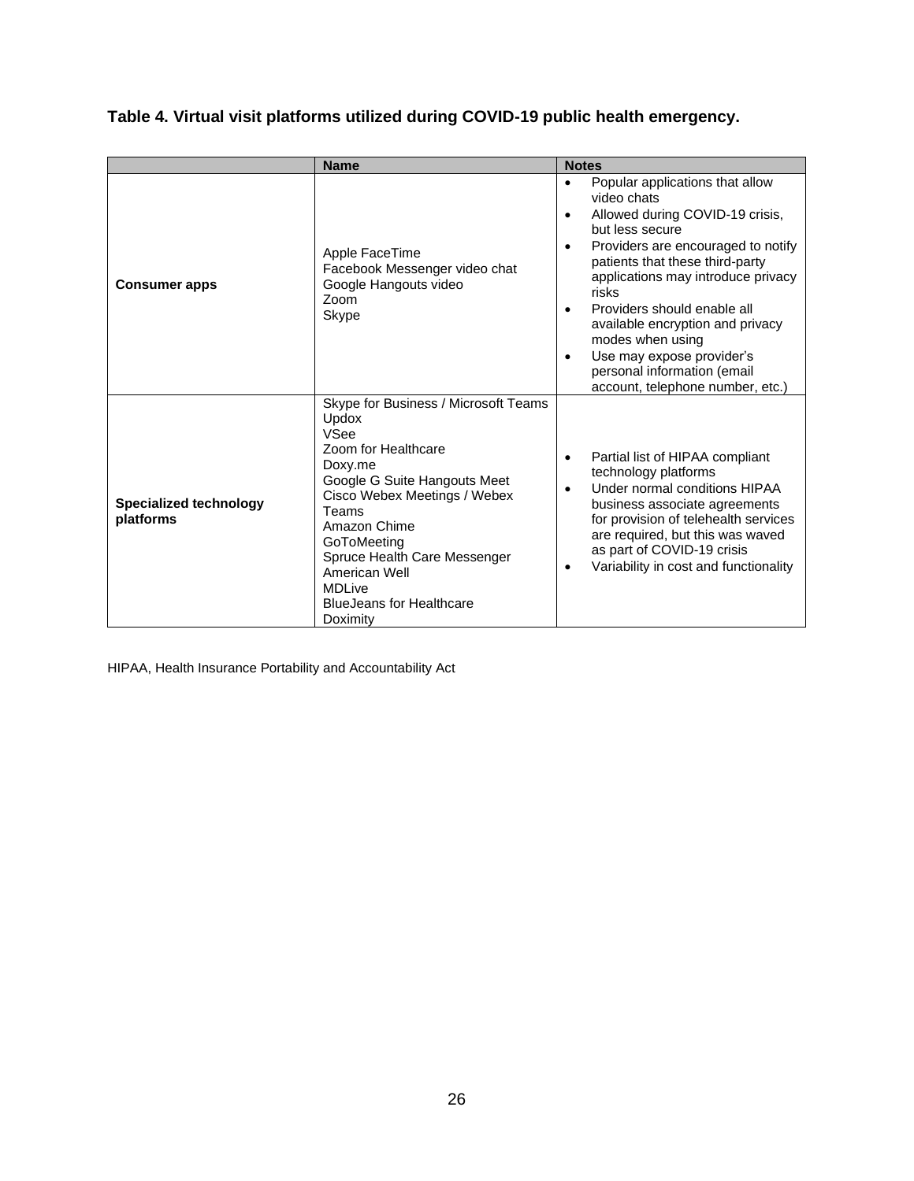**Table 4. Virtual visit platforms utilized during COVID-19 public health emergency.**

| | Name | Notes |
|---|---|---|
| **Consumer apps** | Apple FaceTime<br>Facebook Messenger video chat<br>Google Hangouts video<br>Zoom<br>Skype | • Popular applications that allow video chats<br>• Allowed during COVID-19 crisis, but less secure<br>• Providers are encouraged to notify patients that these third-party applications may introduce privacy risks<br>• Providers should enable all available encryption and privacy modes when using<br>• Use may expose provider's personal information (email account, telephone number, etc.) |
| **Specialized technology platforms** | Skype for Business / Microsoft Teams<br>Updox<br>VSee<br>Zoom for Healthcare<br>Doxy.me<br>Google G Suite Hangouts Meet<br>Cisco Webex Meetings / Webex Teams<br>Amazon Chime<br>GoToMeeting<br>Spruce Health Care Messenger<br>American Well<br>MDLive<br>BlueJeans for Healthcare<br>Doximity | • Partial list of HIPAA compliant technology platforms<br>• Under normal conditions HIPAA business associate agreements for provision of telehealth services are required, but this was waved as part of COVID-19 crisis<br>• Variability in cost and functionality |

HIPAA, Health Insurance Portability and Accountability Act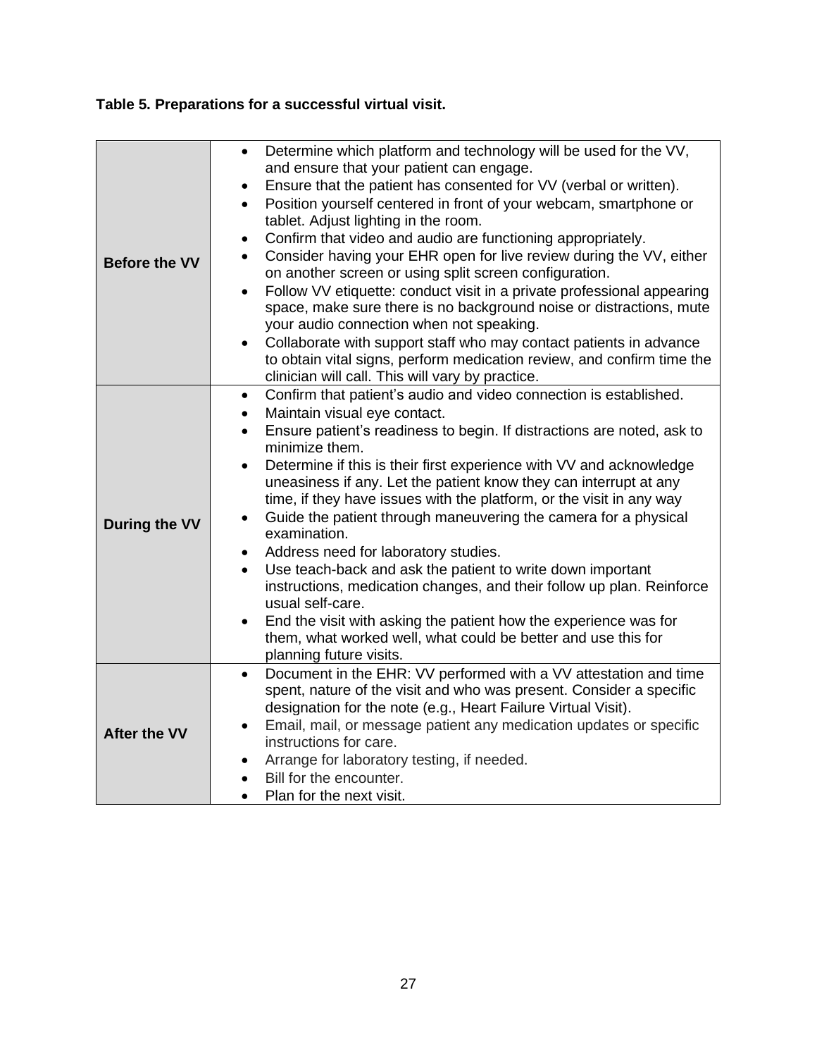**Table 5. Preparations for a successful virtual visit.**

| | |
|---|---|
| **Before the VV** | • Determine which platform and technology will be used for the VV, and ensure that your patient can engage.<br>• Ensure that the patient has consented for VV (verbal or written).<br>• Position yourself centered in front of your webcam, smartphone or tablet. Adjust lighting in the room.<br>• Confirm that video and audio are functioning appropriately.<br>• Consider having your EHR open for live review during the VV, either on another screen or using split screen configuration.<br>• Follow VV etiquette: conduct visit in a private professional appearing space, make sure there is no background noise or distractions, mute your audio connection when not speaking.<br>• Collaborate with support staff who may contact patients in advance to obtain vital signs, perform medication review, and confirm time the clinician will call. This will vary by practice. |
| **During the VV** | • Confirm that patient's audio and video connection is established.<br>• Maintain visual eye contact.<br>• Ensure patient's readiness to begin. If distractions are noted, ask to minimize them.<br>• Determine if this is their first experience with VV and acknowledge uneasiness if any. Let the patient know they can interrupt at any time, if they have issues with the platform, or the visit in any way<br>• Guide the patient through maneuvering the camera for a physical examination.<br>• Address need for laboratory studies.<br>• Use teach-back and ask the patient to write down important instructions, medication changes, and their follow up plan. Reinforce usual self-care.<br>• End the visit with asking the patient how the experience was for them, what worked well, what could be better and use this for planning future visits. |
| **After the VV** | • Document in the EHR: VV performed with a VV attestation and time spent, nature of the visit and who was present. Consider a specific designation for the note (e.g., Heart Failure Virtual Visit).<br>• Email, mail, or message patient any medication updates or specific instructions for care.<br>• Arrange for laboratory testing, if needed.<br>• Bill for the encounter.<br>• Plan for the next visit. |